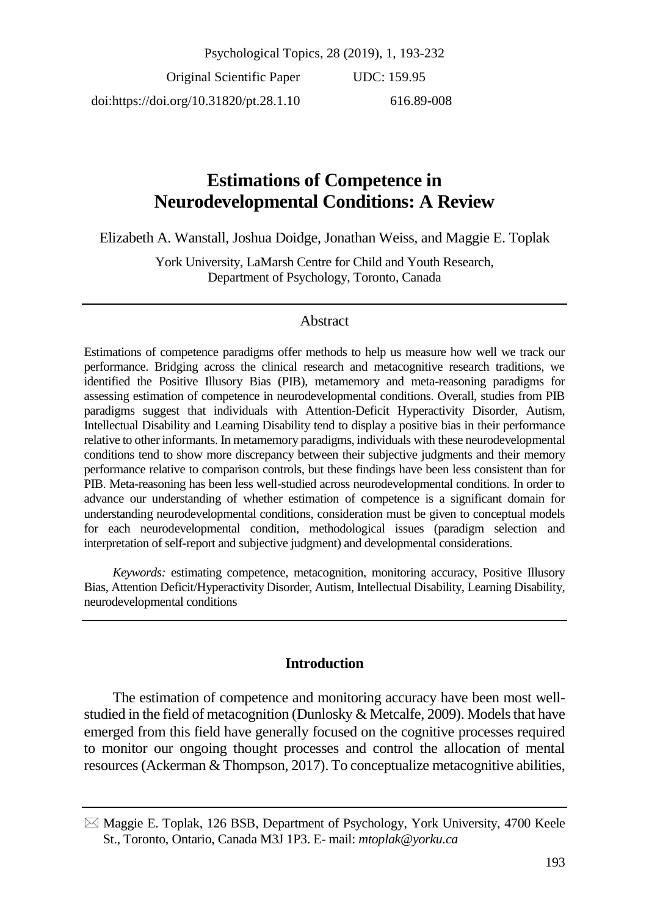Original Scientific Paper UDC: 159.95

doi:https://doi.org/10.31820/pt.28.1.10 616.89-008

# Estimations of Competence in Neurodevelopmental Conditions: A Review

Elizabeth A. Wanstall, Joshua Doidge, Jonathan Weiss, and Maggie E. Toplak

York University, LaMarsh Centre for Child and Youth Research, Department of Psychology, Toronto, Canada

## Abstract

Estimations of competence paradigms offer methods to help us measure how well we track our performance. Bridging across the clinical research and metacognitive research traditions, we identified the Positive Illusory Bias (PIB), metamemory and meta-reasoning paradigms for assessing estimation of competence in neurodevelopmental conditions. Overall, studies from PIB paradigms suggest that individuals with Attention-Deficit Hyperactivity Disorder, Autism, Intellectual Disability and Learning Disability tend to display a positive bias in their performance relative to other informants. In metamemory paradigms, individuals with these neurodevelopmental conditions tend to show more discrepancy between their subjective judgments and their memory performance relative to comparison controls, but these findings have been less consistent than for PIB. Meta-reasoning has been less well-studied across neurodevelopmental conditions. In order to advance our understanding of whether estimation of competence is a significant domain for understanding neurodevelopmental conditions, consideration must be given to conceptual models for each neurodevelopmental condition, methodological issues (paradigm selection and interpretation of self-report and subjective judgment) and developmental considerations.

*Keywords:* estimating competence, metacognition, monitoring accuracy, Positive Illusory Bias, Attention Deficit/Hyperactivity Disorder, Autism, Intellectual Disability, Learning Disability, neurodevelopmental conditions

## Introduction

The estimation of competence and monitoring accuracy have been most well-studied in the field of metacognition (Dunlosky & Metcalfe, 2009). Models that have emerged from this field have generally focused on the cognitive processes required to monitor our ongoing thought processes and control the allocation of mental resources (Ackerman & Thompson, 2017). To conceptualize metacognitive abilities,

✉ Maggie E. Toplak, 126 BSB, Department of Psychology, York University, 4700 Keele St., Toronto, Ontario, Canada M3J 1P3. E- mail: *mtoplak@yorku.ca*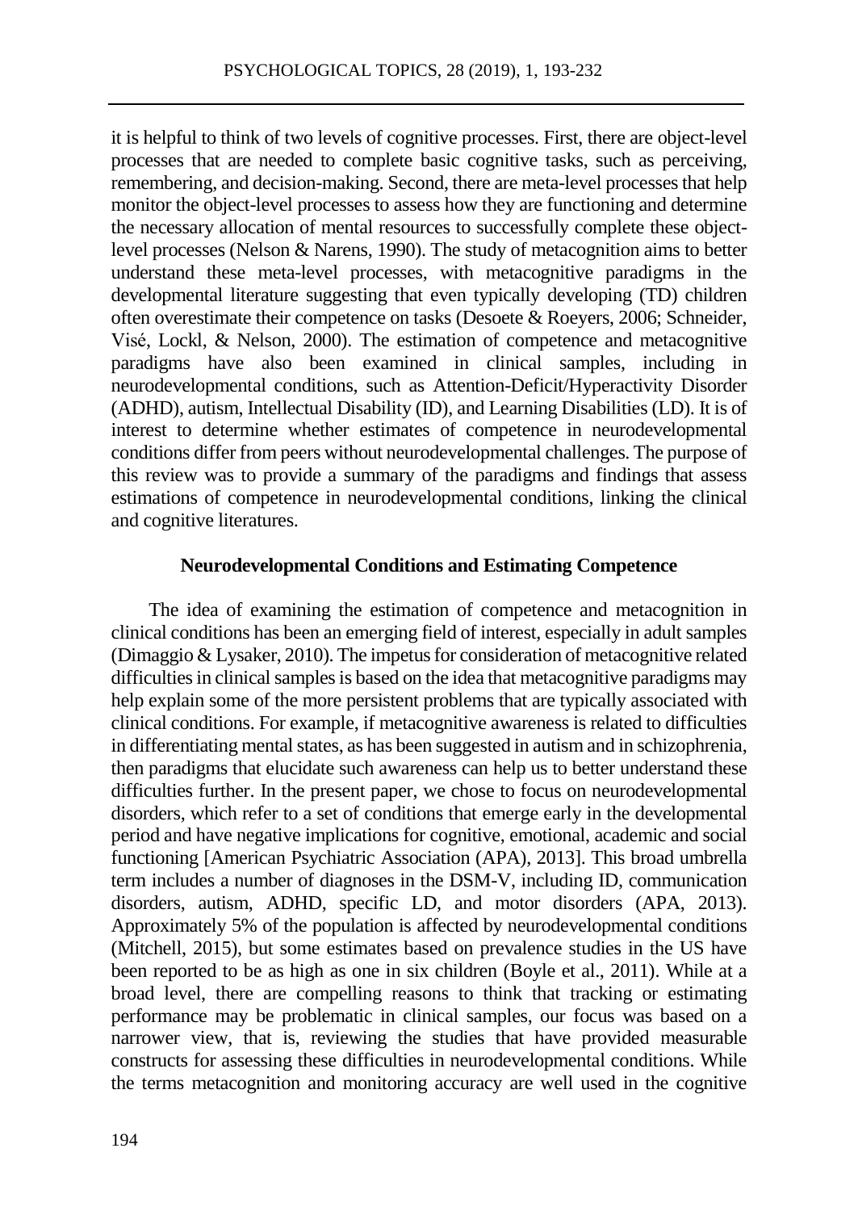it is helpful to think of two levels of cognitive processes. First, there are object-level processes that are needed to complete basic cognitive tasks, such as perceiving, remembering, and decision-making. Second, there are meta-level processes that help monitor the object-level processes to assess how they are functioning and determine the necessary allocation of mental resources to successfully complete these object-level processes (Nelson & Narens, 1990). The study of metacognition aims to better understand these meta-level processes, with metacognitive paradigms in the developmental literature suggesting that even typically developing (TD) children often overestimate their competence on tasks (Desoete & Roeyers, 2006; Schneider, Visé, Lockl, & Nelson, 2000). The estimation of competence and metacognitive paradigms have also been examined in clinical samples, including in neurodevelopmental conditions, such as Attention-Deficit/Hyperactivity Disorder (ADHD), autism, Intellectual Disability (ID), and Learning Disabilities (LD). It is of interest to determine whether estimates of competence in neurodevelopmental conditions differ from peers without neurodevelopmental challenges. The purpose of this review was to provide a summary of the paradigms and findings that assess estimations of competence in neurodevelopmental conditions, linking the clinical and cognitive literatures.

## Neurodevelopmental Conditions and Estimating Competence

The idea of examining the estimation of competence and metacognition in clinical conditions has been an emerging field of interest, especially in adult samples (Dimaggio & Lysaker, 2010). The impetus for consideration of metacognitive related difficulties in clinical samples is based on the idea that metacognitive paradigms may help explain some of the more persistent problems that are typically associated with clinical conditions. For example, if metacognitive awareness is related to difficulties in differentiating mental states, as has been suggested in autism and in schizophrenia, then paradigms that elucidate such awareness can help us to better understand these difficulties further. In the present paper, we chose to focus on neurodevelopmental disorders, which refer to a set of conditions that emerge early in the developmental period and have negative implications for cognitive, emotional, academic and social functioning [American Psychiatric Association (APA), 2013]. This broad umbrella term includes a number of diagnoses in the DSM-V, including ID, communication disorders, autism, ADHD, specific LD, and motor disorders (APA, 2013). Approximately 5% of the population is affected by neurodevelopmental conditions (Mitchell, 2015), but some estimates based on prevalence studies in the US have been reported to be as high as one in six children (Boyle et al., 2011). While at a broad level, there are compelling reasons to think that tracking or estimating performance may be problematic in clinical samples, our focus was based on a narrower view, that is, reviewing the studies that have provided measurable constructs for assessing these difficulties in neurodevelopmental conditions. While the terms metacognition and monitoring accuracy are well used in the cognitive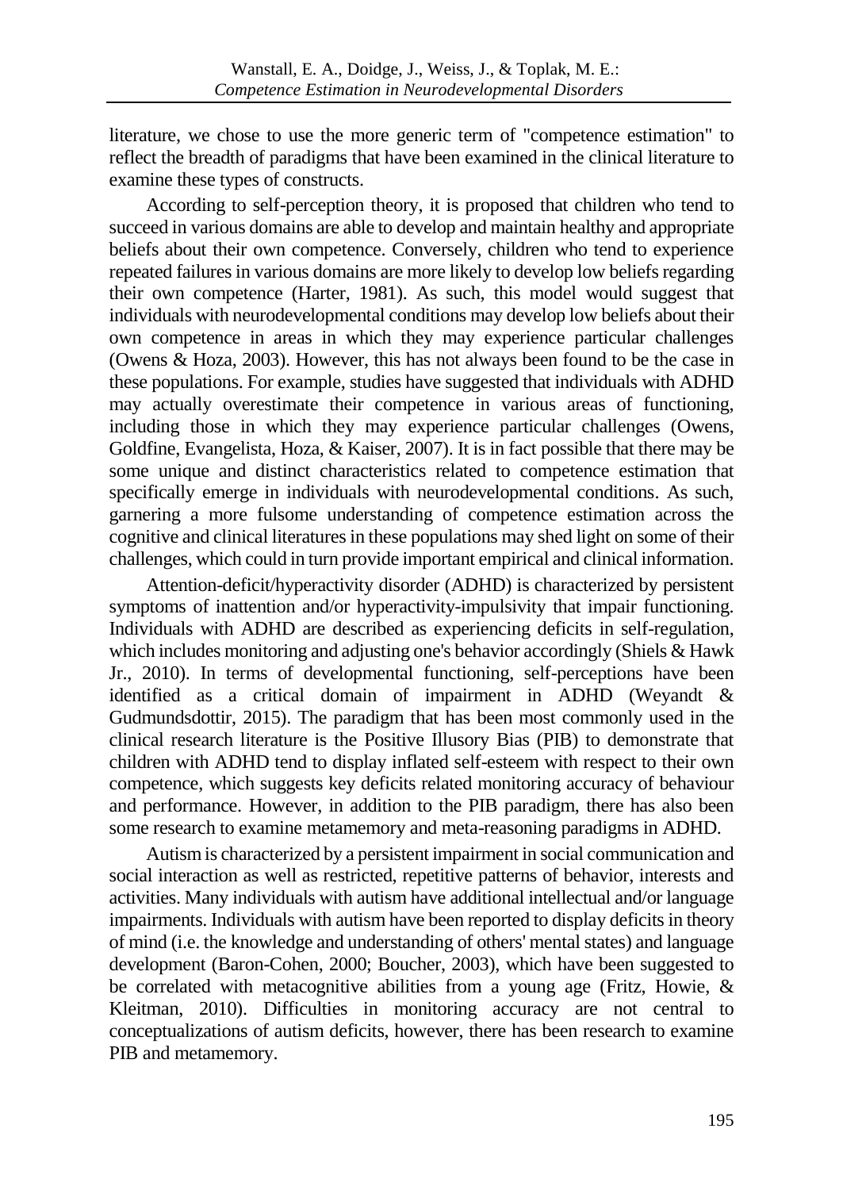literature, we chose to use the more generic term of "competence estimation" to reflect the breadth of paradigms that have been examined in the clinical literature to examine these types of constructs.

According to self-perception theory, it is proposed that children who tend to succeed in various domains are able to develop and maintain healthy and appropriate beliefs about their own competence. Conversely, children who tend to experience repeated failures in various domains are more likely to develop low beliefs regarding their own competence (Harter, 1981). As such, this model would suggest that individuals with neurodevelopmental conditions may develop low beliefs about their own competence in areas in which they may experience particular challenges (Owens & Hoza, 2003). However, this has not always been found to be the case in these populations. For example, studies have suggested that individuals with ADHD may actually overestimate their competence in various areas of functioning, including those in which they may experience particular challenges (Owens, Goldfine, Evangelista, Hoza, & Kaiser, 2007). It is in fact possible that there may be some unique and distinct characteristics related to competence estimation that specifically emerge in individuals with neurodevelopmental conditions. As such, garnering a more fulsome understanding of competence estimation across the cognitive and clinical literatures in these populations may shed light on some of their challenges, which could in turn provide important empirical and clinical information.

Attention-deficit/hyperactivity disorder (ADHD) is characterized by persistent symptoms of inattention and/or hyperactivity-impulsivity that impair functioning. Individuals with ADHD are described as experiencing deficits in self-regulation, which includes monitoring and adjusting one's behavior accordingly (Shiels & Hawk Jr., 2010). In terms of developmental functioning, self-perceptions have been identified as a critical domain of impairment in ADHD (Weyandt & Gudmundsdottir, 2015). The paradigm that has been most commonly used in the clinical research literature is the Positive Illusory Bias (PIB) to demonstrate that children with ADHD tend to display inflated self-esteem with respect to their own competence, which suggests key deficits related monitoring accuracy of behaviour and performance. However, in addition to the PIB paradigm, there has also been some research to examine metamemory and meta-reasoning paradigms in ADHD.

Autism is characterized by a persistent impairment in social communication and social interaction as well as restricted, repetitive patterns of behavior, interests and activities. Many individuals with autism have additional intellectual and/or language impairments. Individuals with autism have been reported to display deficits in theory of mind (i.e. the knowledge and understanding of others' mental states) and language development (Baron-Cohen, 2000; Boucher, 2003), which have been suggested to be correlated with metacognitive abilities from a young age (Fritz, Howie, & Kleitman, 2010). Difficulties in monitoring accuracy are not central to conceptualizations of autism deficits, however, there has been research to examine PIB and metamemory.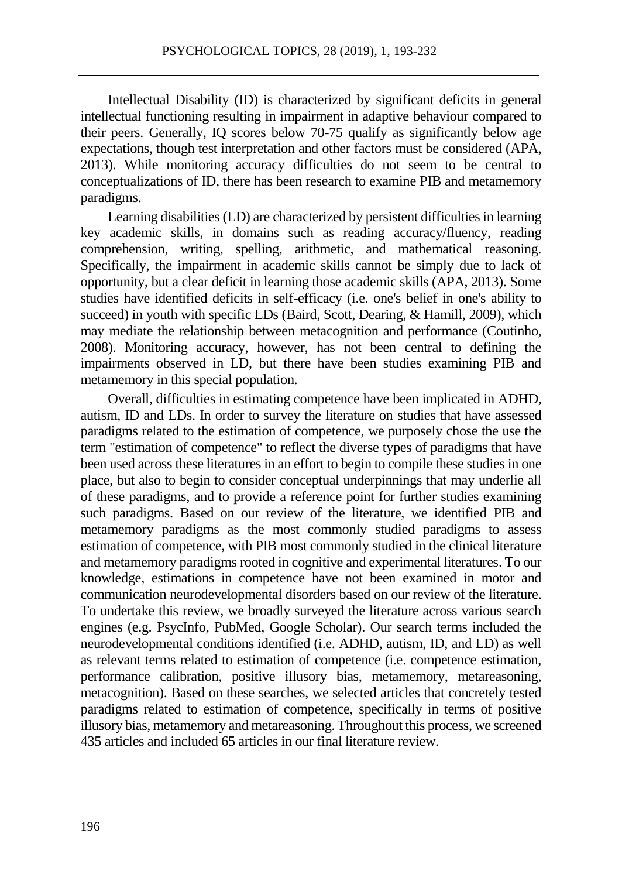Intellectual Disability (ID) is characterized by significant deficits in general intellectual functioning resulting in impairment in adaptive behaviour compared to their peers. Generally, IQ scores below 70-75 qualify as significantly below age expectations, though test interpretation and other factors must be considered (APA, 2013). While monitoring accuracy difficulties do not seem to be central to conceptualizations of ID, there has been research to examine PIB and metamemory paradigms.

Learning disabilities (LD) are characterized by persistent difficulties in learning key academic skills, in domains such as reading accuracy/fluency, reading comprehension, writing, spelling, arithmetic, and mathematical reasoning. Specifically, the impairment in academic skills cannot be simply due to lack of opportunity, but a clear deficit in learning those academic skills (APA, 2013). Some studies have identified deficits in self-efficacy (i.e. one's belief in one's ability to succeed) in youth with specific LDs (Baird, Scott, Dearing, & Hamill, 2009), which may mediate the relationship between metacognition and performance (Coutinho, 2008). Monitoring accuracy, however, has not been central to defining the impairments observed in LD, but there have been studies examining PIB and metamemory in this special population.

Overall, difficulties in estimating competence have been implicated in ADHD, autism, ID and LDs. In order to survey the literature on studies that have assessed paradigms related to the estimation of competence, we purposely chose the use the term "estimation of competence" to reflect the diverse types of paradigms that have been used across these literatures in an effort to begin to compile these studies in one place, but also to begin to consider conceptual underpinnings that may underlie all of these paradigms, and to provide a reference point for further studies examining such paradigms. Based on our review of the literature, we identified PIB and metamemory paradigms as the most commonly studied paradigms to assess estimation of competence, with PIB most commonly studied in the clinical literature and metamemory paradigms rooted in cognitive and experimental literatures. To our knowledge, estimations in competence have not been examined in motor and communication neurodevelopmental disorders based on our review of the literature. To undertake this review, we broadly surveyed the literature across various search engines (e.g. PsycInfo, PubMed, Google Scholar). Our search terms included the neurodevelopmental conditions identified (i.e. ADHD, autism, ID, and LD) as well as relevant terms related to estimation of competence (i.e. competence estimation, performance calibration, positive illusory bias, metamemory, metareasoning, metacognition). Based on these searches, we selected articles that concretely tested paradigms related to estimation of competence, specifically in terms of positive illusory bias, metamemory and metareasoning. Throughout this process, we screened 435 articles and included 65 articles in our final literature review.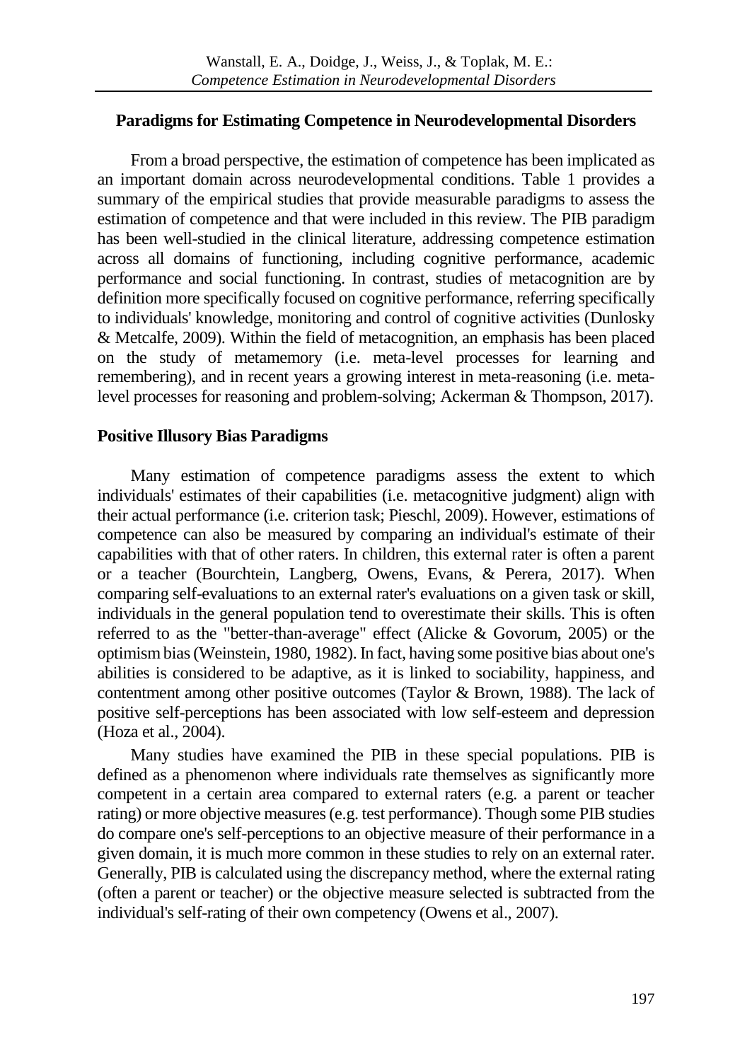## Paradigms for Estimating Competence in Neurodevelopmental Disorders

From a broad perspective, the estimation of competence has been implicated as an important domain across neurodevelopmental conditions. Table 1 provides a summary of the empirical studies that provide measurable paradigms to assess the estimation of competence and that were included in this review. The PIB paradigm has been well-studied in the clinical literature, addressing competence estimation across all domains of functioning, including cognitive performance, academic performance and social functioning. In contrast, studies of metacognition are by definition more specifically focused on cognitive performance, referring specifically to individuals' knowledge, monitoring and control of cognitive activities (Dunlosky & Metcalfe, 2009). Within the field of metacognition, an emphasis has been placed on the study of metamemory (i.e. meta-level processes for learning and remembering), and in recent years a growing interest in meta-reasoning (i.e. meta-level processes for reasoning and problem-solving; Ackerman & Thompson, 2017).

### Positive Illusory Bias Paradigms

Many estimation of competence paradigms assess the extent to which individuals' estimates of their capabilities (i.e. metacognitive judgment) align with their actual performance (i.e. criterion task; Pieschl, 2009). However, estimations of competence can also be measured by comparing an individual's estimate of their capabilities with that of other raters. In children, this external rater is often a parent or a teacher (Bourchtein, Langberg, Owens, Evans, & Perera, 2017). When comparing self-evaluations to an external rater's evaluations on a given task or skill, individuals in the general population tend to overestimate their skills. This is often referred to as the "better-than-average" effect (Alicke & Govorum, 2005) or the optimism bias (Weinstein, 1980, 1982). In fact, having some positive bias about one's abilities is considered to be adaptive, as it is linked to sociability, happiness, and contentment among other positive outcomes (Taylor & Brown, 1988). The lack of positive self-perceptions has been associated with low self-esteem and depression (Hoza et al., 2004).

Many studies have examined the PIB in these special populations. PIB is defined as a phenomenon where individuals rate themselves as significantly more competent in a certain area compared to external raters (e.g. a parent or teacher rating) or more objective measures (e.g. test performance). Though some PIB studies do compare one's self-perceptions to an objective measure of their performance in a given domain, it is much more common in these studies to rely on an external rater. Generally, PIB is calculated using the discrepancy method, where the external rating (often a parent or teacher) or the objective measure selected is subtracted from the individual's self-rating of their own competency (Owens et al., 2007).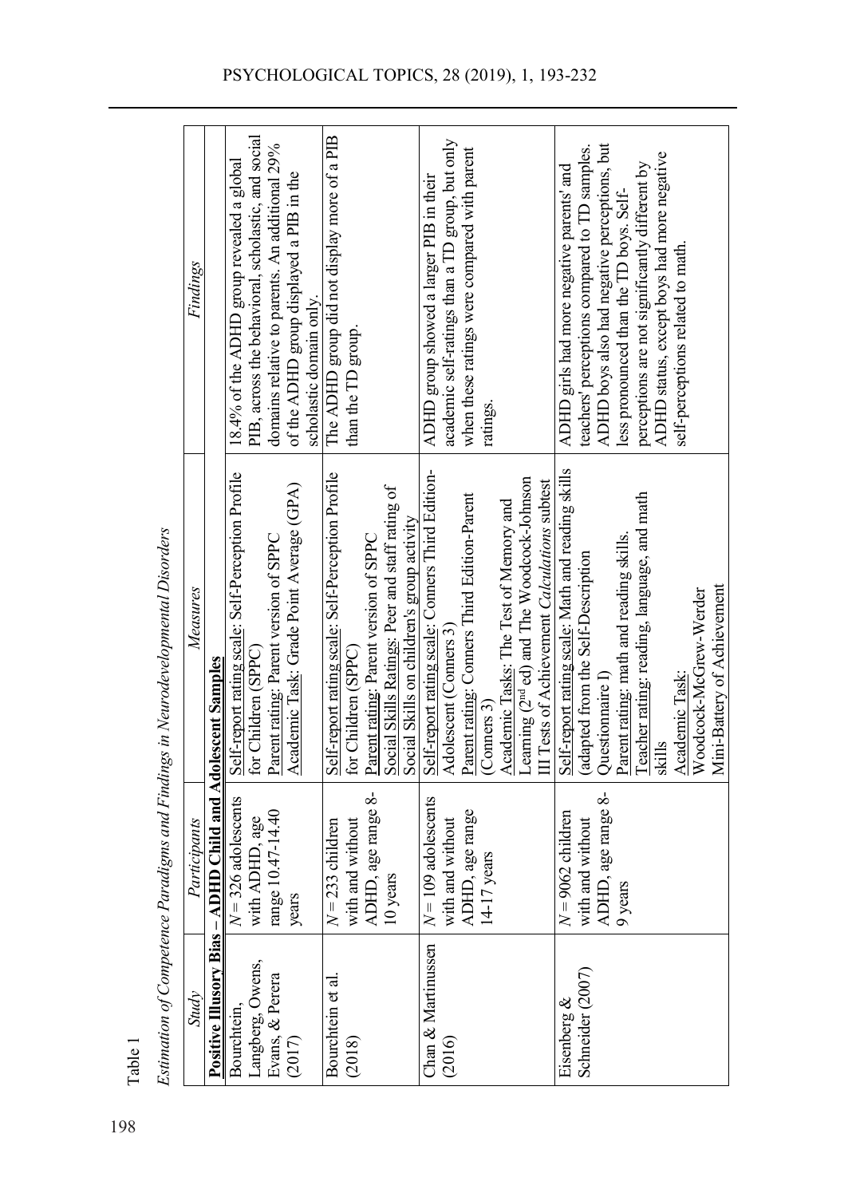Table 1

*Estimation of Competence Paradigms and Findings in Neurodevelopmental Disorders*

| *Study* | *Participants* | *Measures* | *Findings* |
|---|---|---|---|
| **Positive Illusory Bias – ADHD Child and Adolescent Samples** | | | |
| Bourchtein, Langberg, Owens, Evans, & Perera (2017) | *N* = 326 adolescents with ADHD, age range 10.47-14.40 years | Self-report rating scale: Self-Perception Profile for Children (SPPC)<br>Parent rating: Parent version of SPPC<br>Academic Task: Grade Point Average (GPA) | 18.4% of the ADHD group revealed a global PIB, across the behavioral, scholastic, and social domains relative to parents. An additional 29% of the ADHD group displayed a PIB in the scholastic domain only. |
| Bourchtein et al. (2018) | *N* = 233 children with and without ADHD, age range 8-10 years | Self-report rating scale: Self-Perception Profile for Children (SPPC)<br>Parent rating: Parent version of SPPC<br>Social Skills Ratings: Peer and staff rating of Social Skills on children's group activity | The ADHD group did not display more of a PIB than the TD group. |
| Chan & Martinussen (2016) | *N* = 109 adolescents with and without ADHD, age range 14-17 years | Self-report rating scale: Conners Third Edition-Adolescent (Conners 3)<br>Parent rating: Conners Third Edition-Parent (Conners 3)<br>Academic Tasks: The Test of Memory and Learning (2nd ed) and The Woodcock-Johnson III Tests of Achievement *Calculations* subtest | ADHD group showed a larger PIB in their academic self-ratings than a TD group, but only when these ratings were compared with parent ratings. |
| Eisenberg & Schneider (2007) | *N* = 9062 children with and without ADHD, age range 8-9 years | Self-report rating scale: Math and reading skills (adapted from the Self-Description Questionnaire I)<br>Parent rating: math and reading skills.<br>Teacher rating: reading, language, and math skills<br>Academic Task: Woodcock-McGrew-Werder Mini-Battery of Achievement | ADHD girls had more negative parents' and teachers' perceptions compared to TD samples. ADHD boys also had negative perceptions, but less pronounced than the TD boys. Self-perceptions are not significantly different by ADHD status, except boys had more negative self-perceptions related to math. |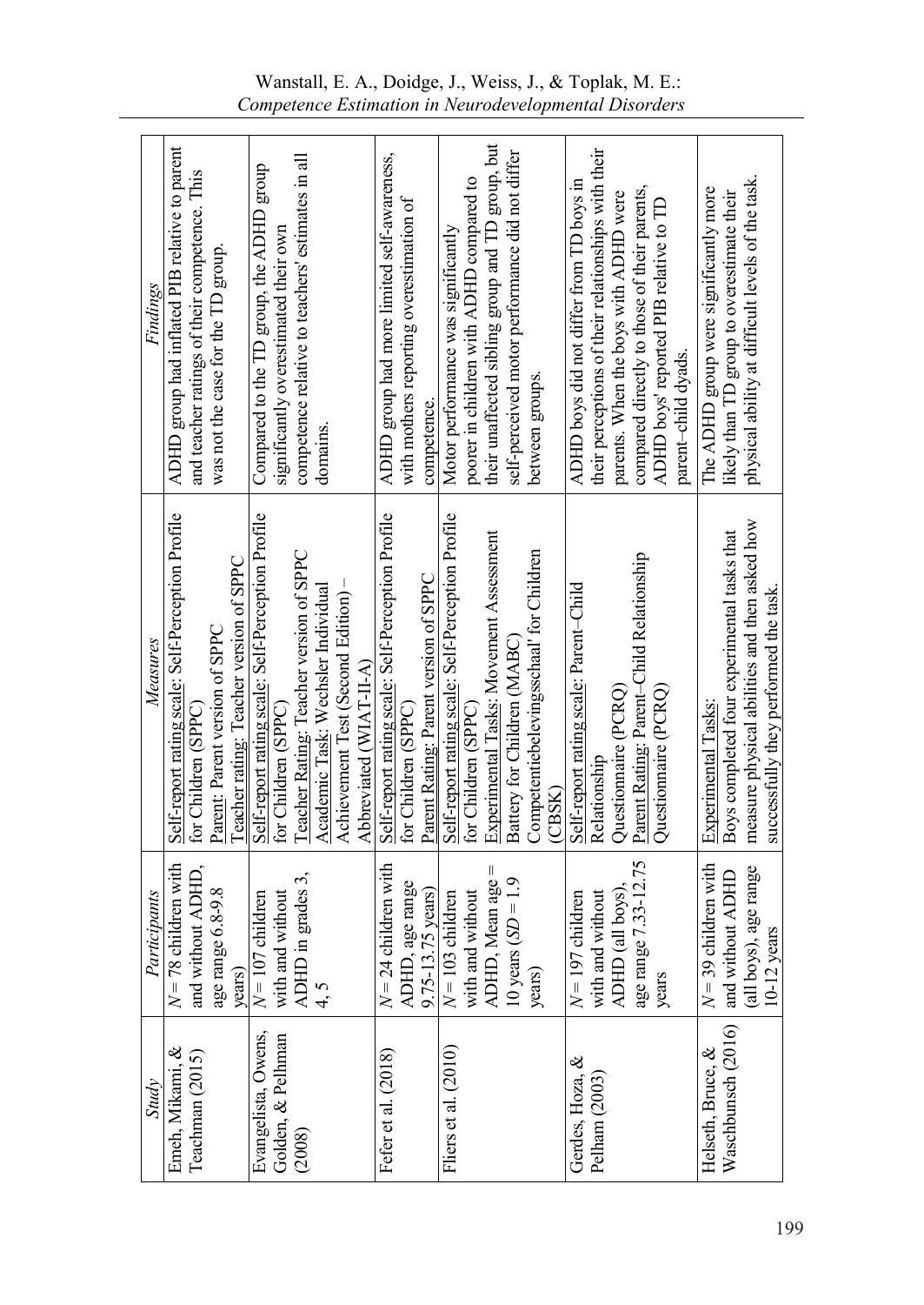| *Study* | *Participants* | *Measures* | *Findings* |
|---|---|---|---|
| Emeh, Mikami, & Teachman (2015) | $N$ = 78 children with and without ADHD, age range 6.8-9.8 years) | Self-report rating scale: Self-Perception Profile for Children (SPPC)<br>Parent: Parent version of SPPC<br>Teacher rating: Teacher version of SPPC | ADHD group had inflated PIB relative to parent and teacher ratings of their competence. This was not the case for the TD group. |
| Evangelista, Owens, Golden, & Pelhman (2008) | $N$ = 107 children with and without ADHD in grades 3, 4, 5 | Self-report rating scale: Self-Perception Profile for Children (SPPC)<br>Teacher Rating: Teacher version of SPPC<br>Academic Task: Wechsler Individual Achievement Test (Second Edition) – Abbreviated (WIAT-II-A) | Compared to the TD group, the ADHD group significantly overestimated their own competence relative to teachers' estimates in all domains. |
| Fefer et al. (2018) | $N$ = 24 children with ADHD, age range 9.75-13.75 years) | Self-report rating scale: Self-Perception Profile for Children (SPPC)<br>Parent Rating: Parent version of SPPC | ADHD group had more limited self-awareness, with mothers reporting overestimation of competence. |
| Fliers et al. (2010) | $N$ = 103 children with and without ADHD, Mean age = 10 years ($SD$ = 1.9 years) | Self-report rating scale: Self-Perception Profile for Children (SPPC)<br>Experimental Tasks: Movement Assessment Battery for Children (MABC)<br>Competentiebelevingsschaal' for Children (CBSK) | Motor performance was significantly poorer in children with ADHD compared to their unaffected sibling group and TD group, but self-perceived motor performance did not differ between groups. |
| Gerdes, Hoza, & Pelham (2003) | $N$ = 197 children with and without ADHD (all boys), age range 7.33-12.75 years | Self-report rating scale: Parent–Child Relationship Questionnaire (PCRQ)<br>Parent Rating: Parent–Child Relationship Questionnaire (PCRQ) | ADHD boys did not differ from TD boys in their perceptions of their relationships with their parents. When the boys with ADHD were compared directly to those of their parents, ADHD boys' reported PIB relative to TD parent–child dyads. |
| Helseth, Bruce, & Waschbunsch (2016) | $N$ = 39 children with and without ADHD (all boys), age range 10-12 years | Experimental Tasks:<br>Boys completed four experimental tasks that measure physical abilities and then asked how successfully they performed the task. | The ADHD group were significantly more likely than TD group to overestimate their physical ability at difficult levels of the task. |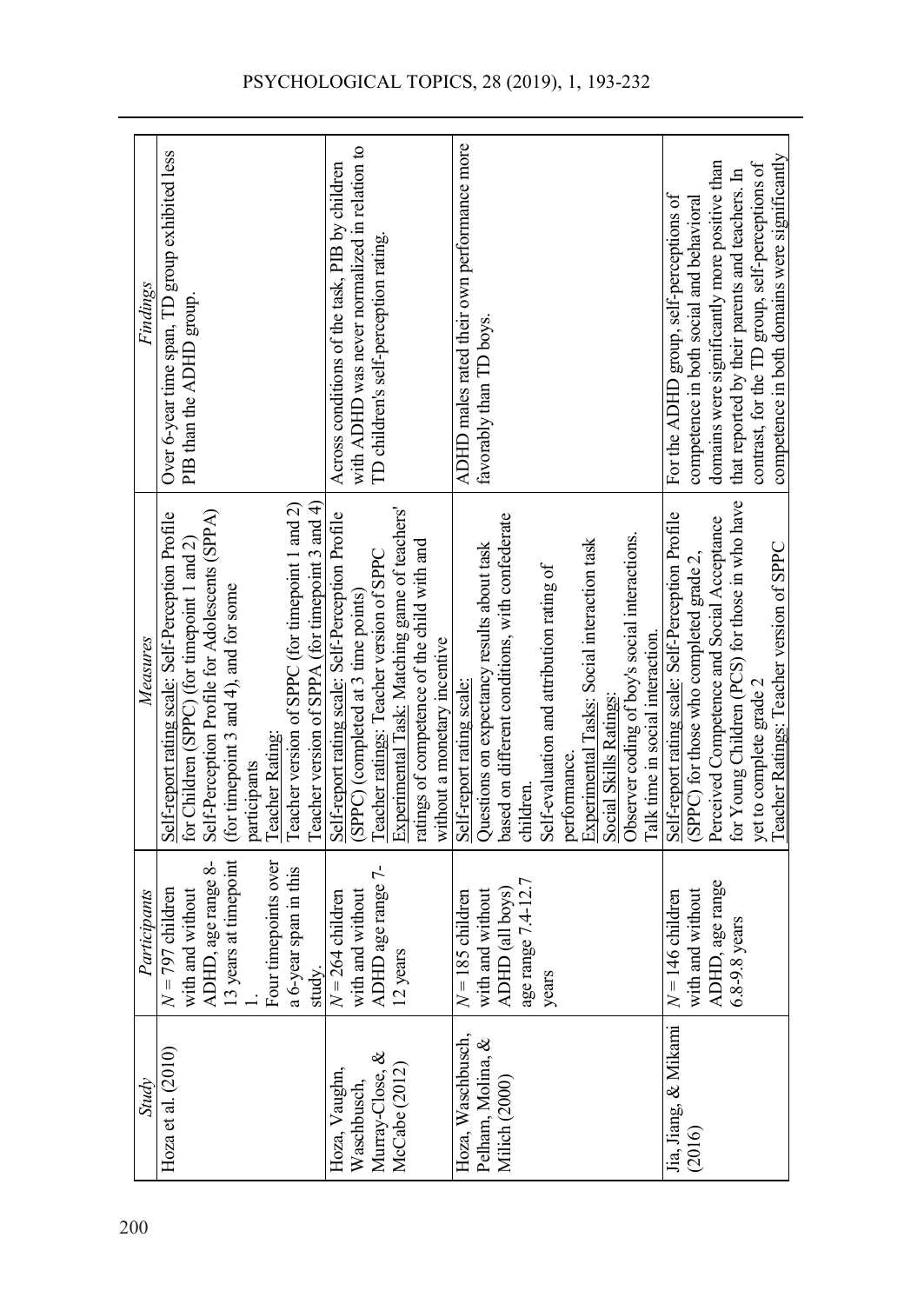| *Study* | *Participants* | *Measures* | *Findings* |
|---|---|---|---|
| Hoza et al. (2010) | $N$ = 797 children with and without ADHD, age range 8-13 years at timepoint 1. Four timepoints over a 6-year span in this study. | Self-report rating scale: Self-Perception Profile for Children (SPPC) (for timepoint 1 and 2) Self-Perception Profile for Adolescents (SPPA) (for timepoint 3 and 4), and for some participants Teacher Rating: Teacher version of SPPC (for timepoint 1 and 2) Teacher version of SPPA (for timepoint 3 and 4) | Over 6-year time span, TD group exhibited less PIB than the ADHD group. |
| Hoza, Vaughn, Waschbusch, Murray-Close, & McCabe (2012) | $N$ = 264 children with and without ADHD age range 7-12 years | Self-report rating scale: Self-Perception Profile (SPPC) (completed at 3 time points) Teacher ratings: Teacher version of SPPC Experimental Task: Matching game of teachers' ratings of competence of the child with and without a monetary incentive | Across conditions of the task, PIB by children with ADHD was never normalized in relation to TD children's self-perception rating. |
| Hoza, Waschbusch, Pelham, Molina, & Milich (2000) | $N$ = 185 children with and without ADHD (all boys) age range 7.4-12.7 years | Self-report rating scale: Questions on expectancy results about task based on different conditions, with confederate children. Self-evaluation and attribution rating of performance. Experimental Tasks: Social interaction task Social Skills Ratings: Observer coding of boy's social interactions. Talk time in social interaction. | ADHD males rated their own performance more favorably than TD boys. |
| Jia, Jiang, & Mikami (2016) | $N$ = 146 children with and without ADHD, age range 6.8-9.8 years | Self-report rating scale: Self-Perception Profile (SPPC) for those who completed grade 2, Perceived Competence and Social Acceptance for Young Children (PCS) for those in who have yet to complete grade 2 Teacher Ratings: Teacher version of SPPC | For the ADHD group, self-perceptions of competence in both social and behavioral domains were significantly more positive than that reported by their parents and teachers. In contrast, for the TD group, self-perceptions of competence in both domains were significantly |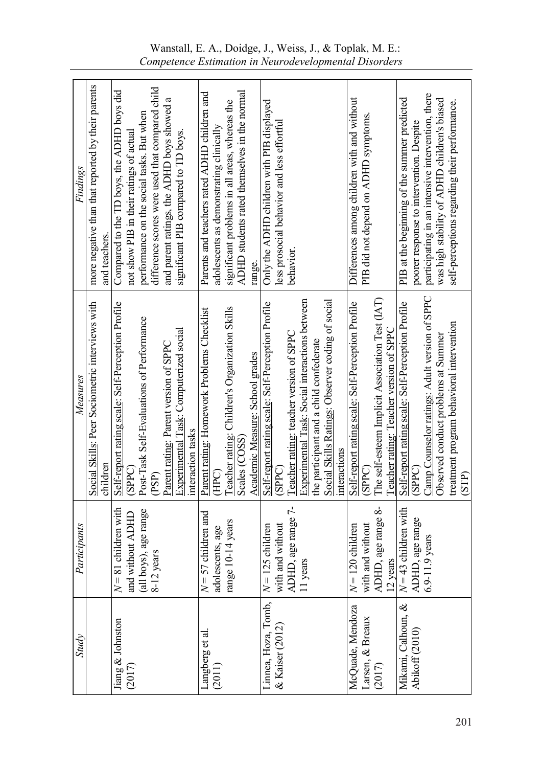| Study | Participants | Measures | Findings |
|---|---|---|---|
| | | Social Skills: Peer Sociometric interviews with children | more negative than that reported by their parents and teachers. |
| Jiang & Johnston (2017) | *N* = 81 children with and without ADHD (all boys), age range 8-12 years | Self-report rating scale: Self-Perception Profile (SPPC)<br>Post-Task Self-Evaluations of Performance (PSP)<br>Parent rating: Parent version of SPPC<br>Experimental Task: Computerized social interaction tasks | Compared to the TD boys, the ADHD boys did not show PIB in their ratings of actual performance on the social tasks. But when difference scores were used that compared child and parent ratings, the ADHD boys showed a significant PIB compared to TD boys. |
| Langberg et al. (2011) | *N* = 57 children and adolescents, age range 10-14 years | Parent rating: Homework Problems Checklist (HPC)<br>Teacher rating: Children's Organization Skills Scales (COSS)<br>Academic Measure: School grades | Parents and teachers rated ADHD children and adolescents as demonstrating clinically significant problems in all areas, whereas the ADHD students rated themselves in the normal range. |
| Linnea, Hoza, Tomb, & Kaiser (2012) | *N* = 125 children with and without ADHD, age range 7-11 years | Self-report rating scale: Self-Perception Profile (SPPC)<br>Teacher rating: teacher version of SPPC<br>Experimental Task: Social interactions between the participant and a child confederate<br>Social Skills Ratings: Observer coding of social interactions | Only the ADHD children with PIB displayed less prosocial behavior and less effortful behavior. |
| McQuade, Mendoza Larsen, & Breaux (2017) | *N* = 120 children with and without ADHD, age range 8-12 years | Self-report rating scale: Self-Perception Profile (SPPC)<br>The self-esteem Implicit Association Test (IAT)<br>Teacher rating: Teacher version of SPPC | Differences among children with and without PIB did not depend on ADHD symptoms. |
| Mikami, Calhoun, & Abikoff (2010) | *N* = 43 children with ADHD, age range 6.9-11.9 years | Self-report rating scale: Self-Perception Profile (SPPC)<br>Camp Counselor ratings: Adult version of SPPC<br>Observed conduct problems at Summer treatment program behavioral intervention (STP) | PIB at the beginning of the summer predicted poorer response to intervention. Despite participating in an intensive intervention, there was high stability of ADHD children's biased self-perceptions regarding their performance. |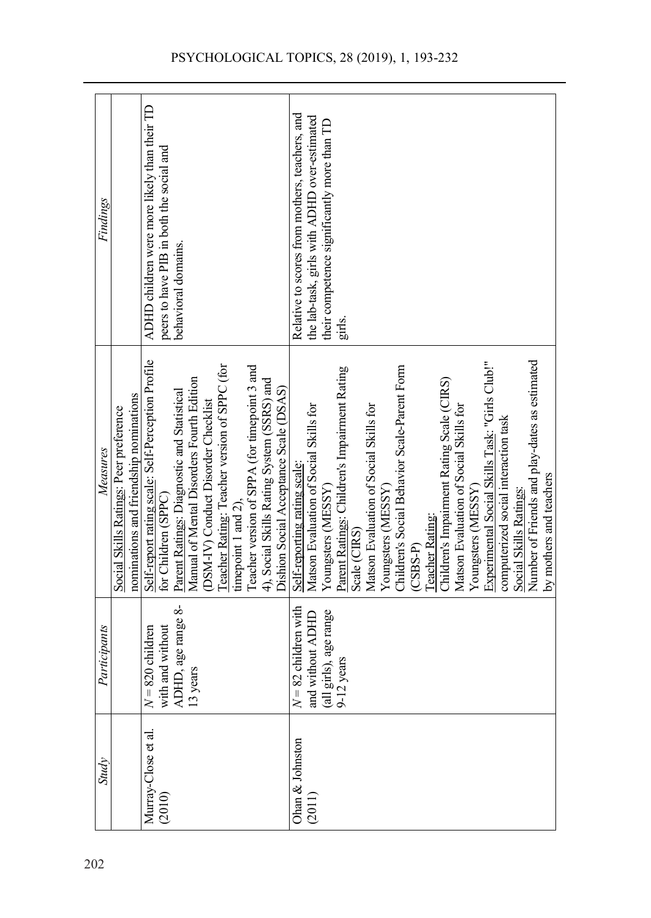| *Study* | *Participants* | *Measures* | *Findings* |
|---|---|---|---|
| | | Social Skills Ratings: Peer preference nominations and friendship nominations | |
| Murray-Close et al. (2010) | $N$ = 820 children with and without ADHD, age range 8-13 years | Self-report rating scale: Self-Perception Profile for Children (SPPC)<br>Parent Ratings: Diagnostic and Statistical Manual of Mental Disorders Fourth Edition (DSM-IV) Conduct Disorder Checklist<br>Teacher Rating: Teacher version of SPPC (for timepoint 1 and 2),<br>Teacher version of SPPA (for timepoint 3 and 4), Social Skills Rating System (SSRS) and Dishion Social Acceptance Scale (DSAS) | ADHD children were more likely than their TD peers to have PIB in both the social and behavioral domains. |
| Ohan & Johnston (2011) | $N$ = 82 children with and without ADHD (all girls), age range 9-12 years | Self-reporting rating scale:<br>Matson Evaluation of Social Skills for Youngsters (MESSY)<br>Parent Ratings: Children's Impairment Rating Scale (CIRS)<br>Matson Evaluation of Social Skills for Youngsters (MESSY)<br>Children's Social Behavior Scale-Parent Form (CSBS-P)<br>Teacher Rating:<br>Children's Impairment Rating Scale (CIRS)<br>Matson Evaluation of Social Skills for Youngsters (MESSY)<br>Experimental Social Skills Task: "Girls Club!" computerized social interaction task<br>Social Skills Ratings:<br>Number of Friends and play-dates as estimated by mothers and teachers | Relative to scores from mothers, teachers, and the lab-task, girls with ADHD over-estimated their competence significantly more than TD girls. |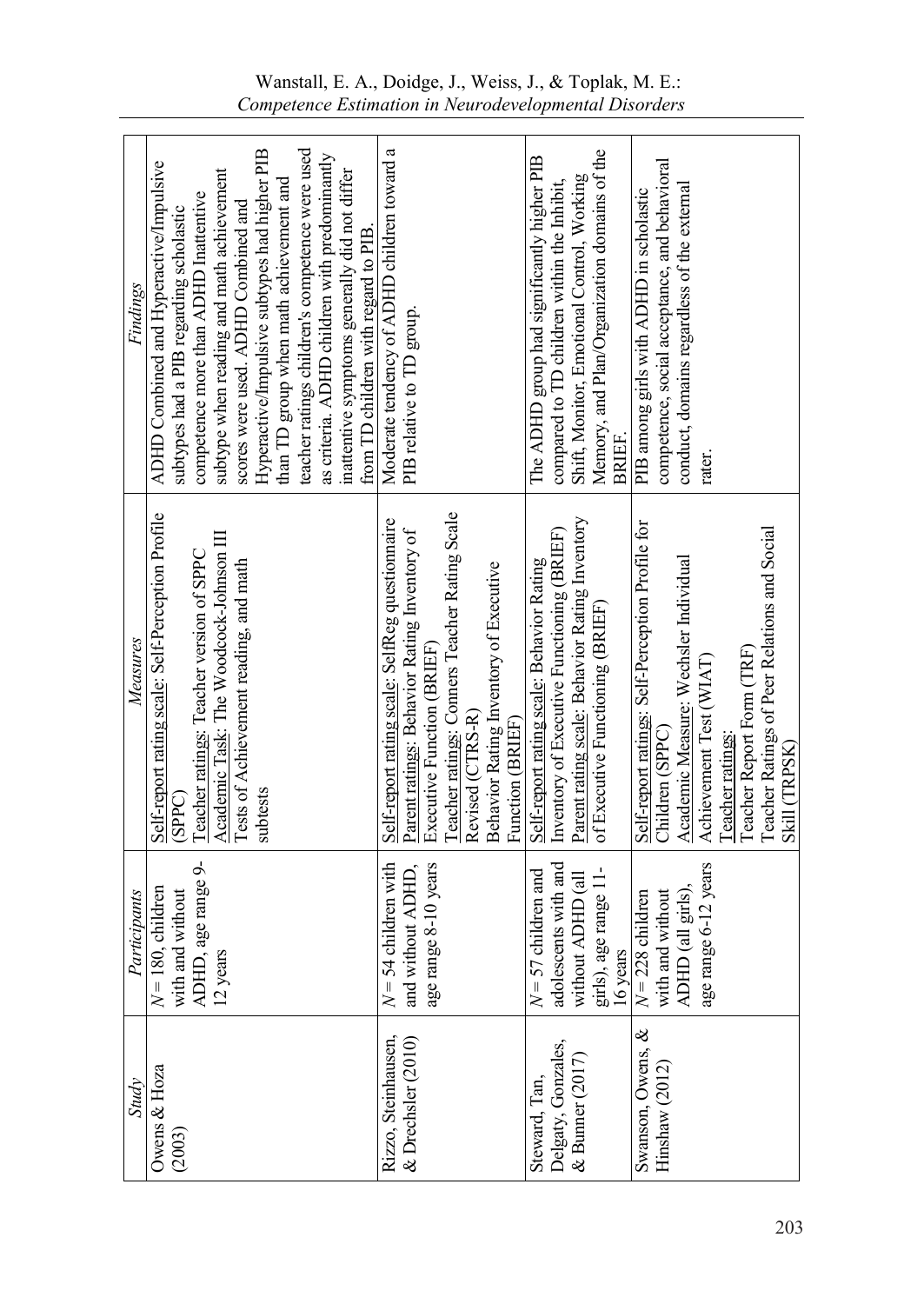| *Study* | *Participants* | *Measures* | *Findings* |
|---|---|---|---|
| Owens & Hoza (2003) | *N* = 180, children with and without ADHD, age range 9-12 years | Self-report rating scale: Self-Perception Profile (SPPC)<br>Teacher ratings: Teacher version of SPPC<br>Academic Task: The Woodcock-Johnson III Tests of Achievement reading, and math subtests | ADHD Combined and Hyperactive/Impulsive subtypes had a PIB regarding scholastic competence more than ADHD Inattentive subtype when reading and math achievement scores were used. ADHD Combined and Hyperactive/Impulsive subtypes had higher PIB than TD group when math achievement and teacher ratings children's competence were used as criteria. ADHD children with predominantly inattentive symptoms generally did not differ from TD children with regard to PIB. |
| Rizzo, Steinhausen, & Drechsler (2010) | *N* = 54 children with and without ADHD, age range 8-10 years | Self-report rating scale: SelfReg questionnaire<br>Parent ratings: Behavior Rating Inventory of Executive Function (BRIEF)<br>Teacher ratings: Conners Teacher Rating Scale Revised (CTRS-R)<br>Behavior Rating Inventory of Executive Function (BRIEF) | Moderate tendency of ADHD children toward a PIB relative to TD group. |
| Steward, Tan, Delgaty, Gonzales, & Bunner (2017) | *N* = 57 children and adolescents with and without ADHD (all girls), age range 11-16 years | Self-report rating scale: Behavior Rating Inventory of Executive Functioning (BRIEF)<br>Parent rating scale: Behavior Rating Inventory of Executive Functioning (BRIEF) | The ADHD group had significantly higher PIB compared to TD children within the Inhibit, Shift, Monitor, Emotional Control, Working Memory, and Plan/Organization domains of the BRIEF. |
| Swanson, Owens, & Hinshaw (2012) | *N* = 228 children with and without ADHD (all girls), age range 6-12 years | Self-report ratings: Self-Perception Profile for Children (SPPC)<br>Academic Measure: Wechsler Individual Achievement Test (WIAT)<br>Teacher ratings:<br>Teacher Report Form (TRF)<br>Teacher Ratings of Peer Relations and Social Skill (TRPSK) | PIB among girls with ADHD in scholastic competence, social acceptance, and behavioral conduct, domains regardless of the external rater. |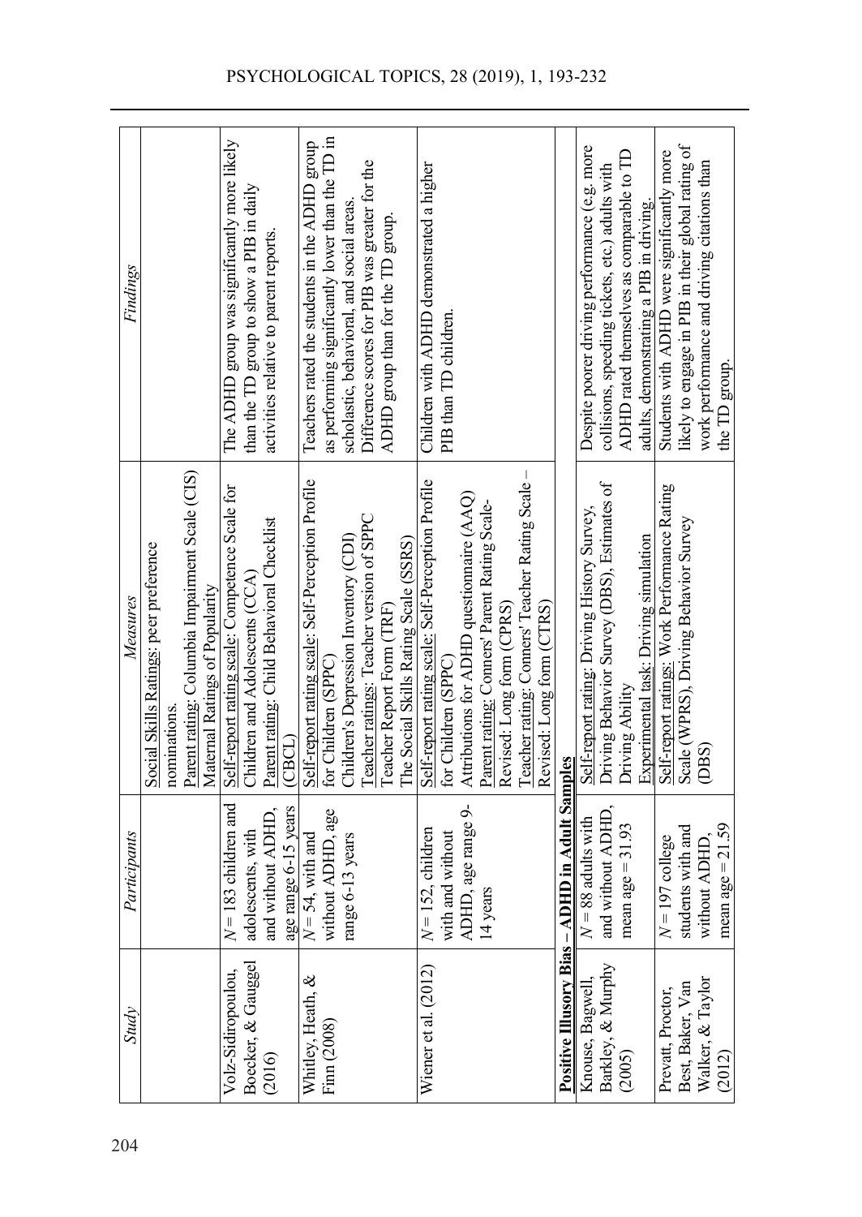| *Study* | *Participants* | *Measures* | *Findings* |
|---|---|---|---|
| | | Social Skills Ratings: peer preference nominations. Parent rating: Columbia Impairment Scale (CIS) Maternal Ratings of Popularity | |
| Volz-Sidiropoulou, Boecker, & Gauggel (2016) | *N* = 183 children and adolescents, with and without ADHD, age range 6-15 years | Self-report rating scale: Competence Scale for Children and Adolescents (CCA) Parent rating: Child Behavioral Checklist (CBCL) | The ADHD group was significantly more likely than the TD group to show a PIB in daily activities relative to parent reports. |
| Whitley, Heath, & Finn (2008) | *N* = 54, with and without ADHD, age range 6-13 years | Self-report rating scale: Self-Perception Profile for Children (SPPC) Children's Depression Inventory (CDI) Teacher ratings: Teacher version of SPPC Teacher Report Form (TRF) The Social Skills Rating Scale (SSRS) | Teachers rated the students in the ADHD group as performing significantly lower than the TD in scholastic, behavioral, and social areas. Difference scores for PIB was greater for the ADHD group than for the TD group. |
| Wiener et al. (2012) | *N* = 152, children with and without ADHD, age range 9-14 years | Self-report rating scale: Self-Perception Profile for Children (SPPC) Attributions for ADHD questionnaire (AAQ) Parent rating: Conners' Parent Rating Scale-Revised: Long form (CPRS) Teacher rating: Conners' Teacher Rating Scale – Revised: Long form (CTRS) | Children with ADHD demonstrated a higher PIB than TD children. |
| **Positive Illusory Bias – ADHD in Adult Samples** | | | |
| Knouse, Bagwell, Barkley, & Murphy (2005) | *N* = 88 adults with and without ADHD, mean age = 31.93 | Self-report rating: Driving History Survey, Driving Behavior Survey (DBS), Estimates of Driving Ability Experimental task: Driving simulation | Despite poorer driving performance (e.g. more collisions, speeding tickets, etc.) adults with ADHD rated themselves as comparable to TD adults, demonstrating a PIB in driving. |
| Prevatt, Proctor, Best, Baker, Van Walker, & Taylor (2012) | *N* = 197 college students with and without ADHD, mean age = 21.59 | Self-report ratings: Work Performance Rating Scale (WPRS), Driving Behavior Survey (DBS) | Students with ADHD were significantly more likely to engage in PIB in their global rating of work performance and driving citations than the TD group. |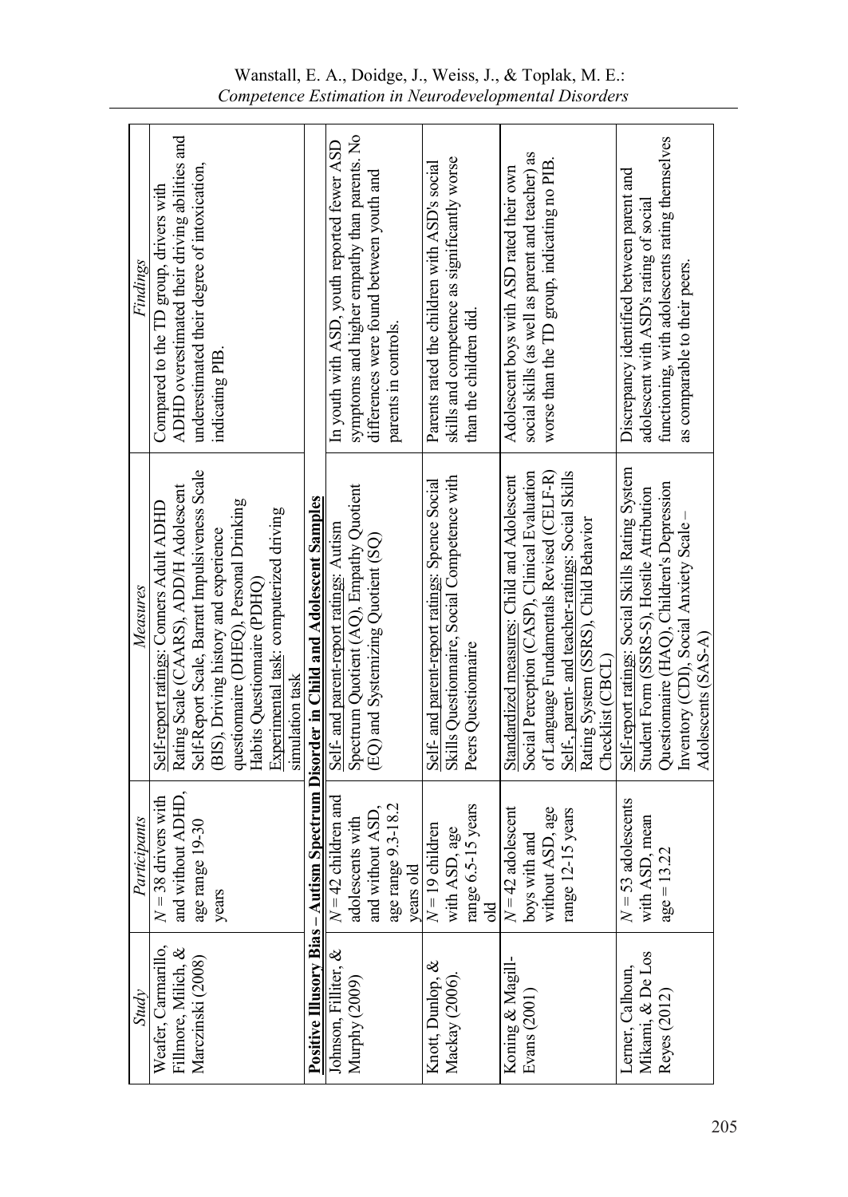| *Study* | *Participants* | *Measures* | *Findings* |
| --- | --- | --- | --- |
| Weafer, Carmarillo, Fillmore, Milich, & Marczinski (2008) | *N* = 38 drivers with and without ADHD, age range 19-30 years | Self-report ratings: Conners Adult ADHD Rating Scale (CAARS), ADD/H Adolescent Self-Report Scale, Barratt Impulsiveness Scale (BIS), Driving history and experience questionnaire (DHEQ), Personal Drinking Habits Questionnaire (PDHQ) Experimental task: computerized driving simulation task | Compared to the TD group, drivers with ADHD overestimated their driving abilities and underestimated their degree of intoxication, indicating PIB. |
| **Positive Illusory Bias – Autism Spectrum Disorder in Child and Adolescent Samples** | | | |
| Johnson, Filliter, & Murphy (2009) | *N* = 42 children and adolescents with and without ASD, age range 9.3-18.2 years old | Self- and parent-report ratings: Autism Spectrum Quotient (AQ), Empathy Quotient (EQ) and Systemizing Quotient (SQ) | In youth with ASD, youth reported fewer ASD symptoms and higher empathy than parents. No differences were found between youth and parents in controls. |
| Knott, Dunlop, & Mackay (2006). | *N* = 19 children with ASD, age range 6.5-15 years old | Self- and parent-report ratings: Spence Social Skills Questionnaire, Social Competence with Peers Questionnaire | Parents rated the children with ASD's social skills and competence as significantly worse than the children did. |
| Koning & Magill-Evans (2001) | *N* = 42 adolescent boys with and without ASD, age range 12-15 years | Standardized measures: Child and Adolescent Social Perception (CASP), Clinical Evaluation of Language Fundamentals Revised (CELF-R) Self-, parent- and teacher-ratings: Social Skills Rating System (SSRS), Child Behavior Checklist (CBCL) | Adolescent boys with ASD rated their own social skills (as well as parent and teacher) as worse than the TD group, indicating no PIB. |
| Lerner, Calhoun, Mikami, & De Los Reyes (2012) | *N* = 53 adolescents with ASD, mean age = 13.22 | Self-report ratings: Social Skills Rating System Student Form (SSRS-S), Hostile Attribution Questionnaire (HAQ), Children's Depression Inventory (CDI), Social Anxiety Scale – Adolescents (SAS-A) | Discrepancy identified between parent and adolescent with ASD's rating of social functioning, with adolescents rating themselves as comparable to their peers. |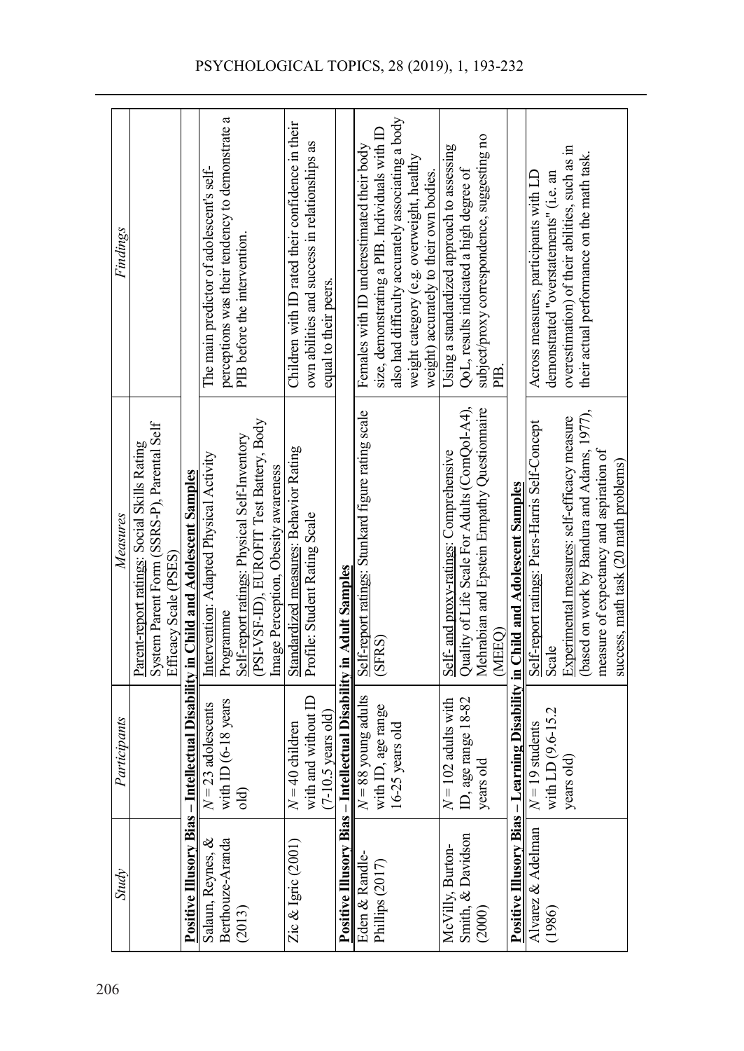| *Study* | *Participants* | *Measures* | *Findings* |
|---|---|---|---|
| | | Parent-report ratings: Social Skills Rating System Parent Form (SSRS-P), Parental Self Efficacy Scale (PSES) | |
| **Positive Illusory Bias – Intellectual Disability in Child and Adolescent Samples** | | | |
| Salaun, Reynes, & Berthouze-Aranda (2013) | *N* = 23 adolescents with ID (6-18 years old) | Intervention: Adapted Physical Activity Programme<br>Self-report ratings: Physical Self-Inventory (PSI-VSF-ID), EUROFIT Test Battery, Body Image Perception, Obesity awareness | The main predictor of adolescent's self-perceptions was their tendency to demonstrate a PIB before the intervention. |
| Zic & Igric (2001) | *N* = 40 children with and without ID (7-10.5 years old) | Standardized measures: Behavior Rating Profile: Student Rating Scale | Children with ID rated their confidence in their own abilities and success in relationships as equal to their peers. |
| **Positive Illusory Bias – Intellectual Disability in Adult Samples** | | | |
| Eden & Randle-Phillips (2017) | *N* = 88 young adults with ID, age range 16-25 years old | Self-report ratings: Stunkard figure rating scale (SFRS) | Females with ID underestimated their body size, demonstrating a PIB. Individuals with ID also had difficulty accurately associating a body weight category (e.g. overweight, healthy weight) accurately to their own bodies. |
| McVilly, Burton-Smith, & Davidson (2000) | *N* = 102 adults with ID, age range 18-82 years old | Self- and proxy-ratings: Comprehensive Quality of Life Scale For Adults (ComQol-A4), Mehrabian and Epstein Empathy Questionnaire (MEEQ) | Using a standardized approach to assessing QoL, results indicated a high degree of subject/proxy correspondence, suggesting no PIB. |
| **Positive Illusory Bias – Learning Disability in Child and Adolescent Samples** | | | |
| Alvarez & Adelman (1986) | *N* = 19 students with LD (9.6-15.2 years old) | Self-report ratings: Piers-Harris Self-Concept Scale<br>Experimental measures: self-efficacy measure (based on work by Bandura and Adams, 1977), measure of expectancy and aspiration of success, math task (20 math problems) | Across measures, participants with LD demonstrated "overstatements" (i.e. an overestimation) of their abilities, such as in their actual performance on the math task. |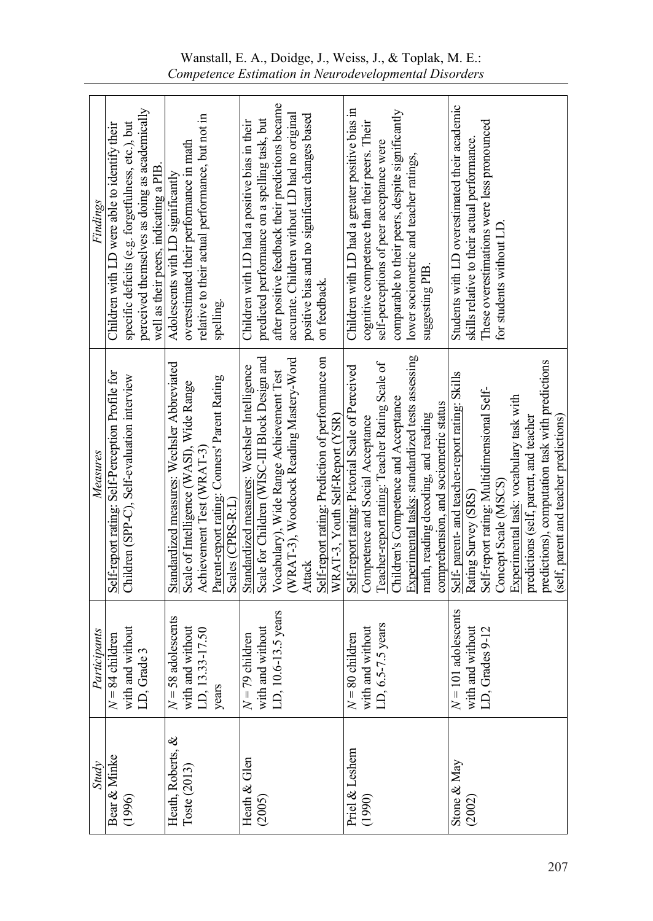| *Study* | *Participants* | *Measures* | *Findings* |
|---|---|---|---|
| Bear & Minke (1996) | *N* = 84 children with and without LD, Grade 3 | Self-report rating: Self-Perception Profile for Children (SPP-C), Self-evaluation interview | Children with LD were able to identify their specific deficits (e.g. forgetfulness, etc.), but perceived themselves as doing as academically well as their peers, indicating a PIB. |
| Heath, Roberts, & Toste (2013) | *N* = 58 adolescents with and without LD, 13.33-17.50 years | Standardized measures: Wechsler Abbreviated Scale of Intelligence (WASI), Wide Range Achievement Test (WRAT-3)<br>Parent-report rating: Conners' Parent Rating Scales (CPRS-R:L) | Adolescents with LD significantly overestimated their performance in math relative to their actual performance, but not in spelling. |
| Heath & Glen (2005) | *N* = 79 children with and without LD, 10.6-13.5 years | Standardized measures: Wechsler Intelligence Scale for Children (WISC-III Block Design and Vocabulary), Wide Range Achievement Test (WRAT-3), Woodcock Reading Mastery-Word Attack<br>Self-report rating: Prediction of performance on WRAT-3, Youth Self-Report (YSR) | Children with LD had a positive bias in their predicted performance on a spelling task, but after positive feedback their predictions became accurate. Children without LD had no original positive bias and no significant changes based on feedback. |
| Priel & Leshem (1990) | *N* = 80 children with and without LD, 6.5-7.5 years | Self-report rating: Pictorial Scale of Perceived Competence and Social Acceptance<br>Teacher-report rating: Teacher Rating Scale of Children's Competence and Acceptance<br>Experimental tasks: standardized tests assessing math, reading decoding, and reading comprehension, and sociometric status | Children with LD had a greater positive bias in cognitive competence than their peers. Their self-perceptions of peer acceptance were comparable to their peers, despite significantly lower sociometric and teacher ratings, suggesting PIB. |
| Stone & May (2002) | *N* = 101 adolescents with and without LD, Grades 9-12 | Self- parent- and teacher-report rating: Skills Rating Survey (SRS)<br>Self-report rating: Multidimensional Self-Concept Scale (MSCS)<br>Experimental task: vocabulary task with predictions (self, parent, and teacher predictions), computation task with predictions (self, parent and teacher predictions) | Students with LD overestimated their academic skills relative to their actual performance. These overestimations were less pronounced for students without LD. |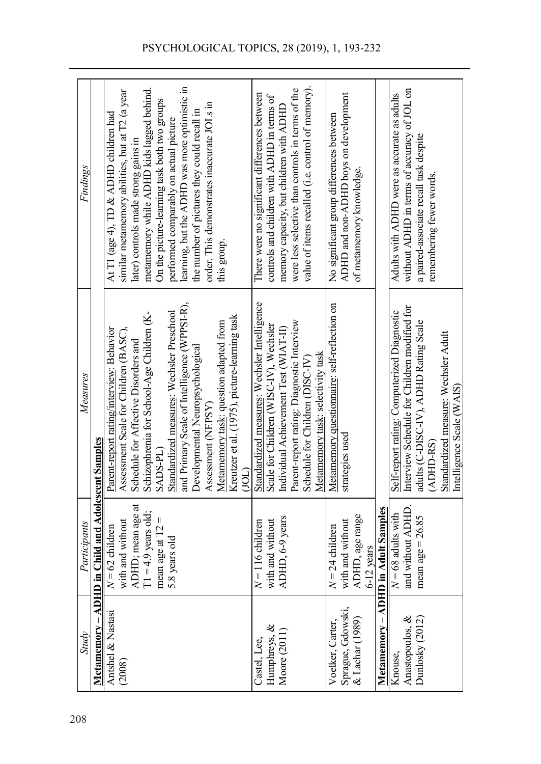| Study | Participants | Measures | Findings |
|---|---|---|---|
| **Metamemory – ADHD in Child and Adolescent Samples** | | | |
| Antshel & Nastasi (2008) | $N$ = 62 children with and without ADHD; mean age at T1 = 4.9 years old; mean age at T2 = 5.8 years old | Parent-report rating/interview: Behavior Assessment Scale for Children (BASC), Schedule for Affective Disorders and Schizophrenia for School-Age Children (K-SADS-PL)<br>Standardized measures: Wechsler Preschool and Primary Scale of Intelligence (WPPSI-R), Developmental Neuropsychological Assessment (NEPSY)<br>Metamemory task: question adapted from Kreutzer et al. (1975), picture-learning task (JOL) | At T1 (age 4), TD & ADHD children had similar metamemory abilities, but at T2 (a year later) controls made strong gains in metamemory while ADHD kids lagged behind. On the picture-learning task both two groups performed comparably on actual picture learning, but the ADHD was more optimistic in the number of pictures they could recall in order. This demonstrates inaccurate JOLs in this group. |
| Castel, Lee, Humphreys, & Moore (2011) | $N$ = 116 children with and without ADHD, 6-9 years | Standardized measures: Wechsler Intelligence Scale for Children (WISC-IV), Wechsler Individual Achievement Test (WIAT-II)<br>Parent-report rating: Diagnostic Interview Schedule for Children (DISC-IV)<br>Metamemory task: selectivity task | There were no significant differences between controls and children with ADHD in terms of memory capacity, but children with ADHD were less selective than controls in terms of the value of items recalled (i.e. control of memory). |
| Voelker, Carter, Sprague, Gdowski, & Lachar (1989) | $N$ = 24 children with and without ADHD, age range 6-12 years | Metamemory questionnaire: self-reflection on strategies used | No significant group differences between ADHD and non-ADHD boys on development of metamemory knowledge. |
| **Metamemory – ADHD in Adult Samples** | | | |
| Knouse, Anastopoulos, & Dunlosky (2012) | $N$ = 68 adults with and without ADHD, mean age = 26.85 | Self-report rating: Computerized Diagnostic Interview Schedule for Children modified for adults (C-DISC-IV), ADHD Rating Scale (ADHD-RS)<br>Standardized measure: Wechsler Adult Intelligence Scale (WAIS) | Adults with ADHD were as accurate as adults without ADHD in terms of accuracy of JOL on a paired-associate recall task despite remembering fewer words. |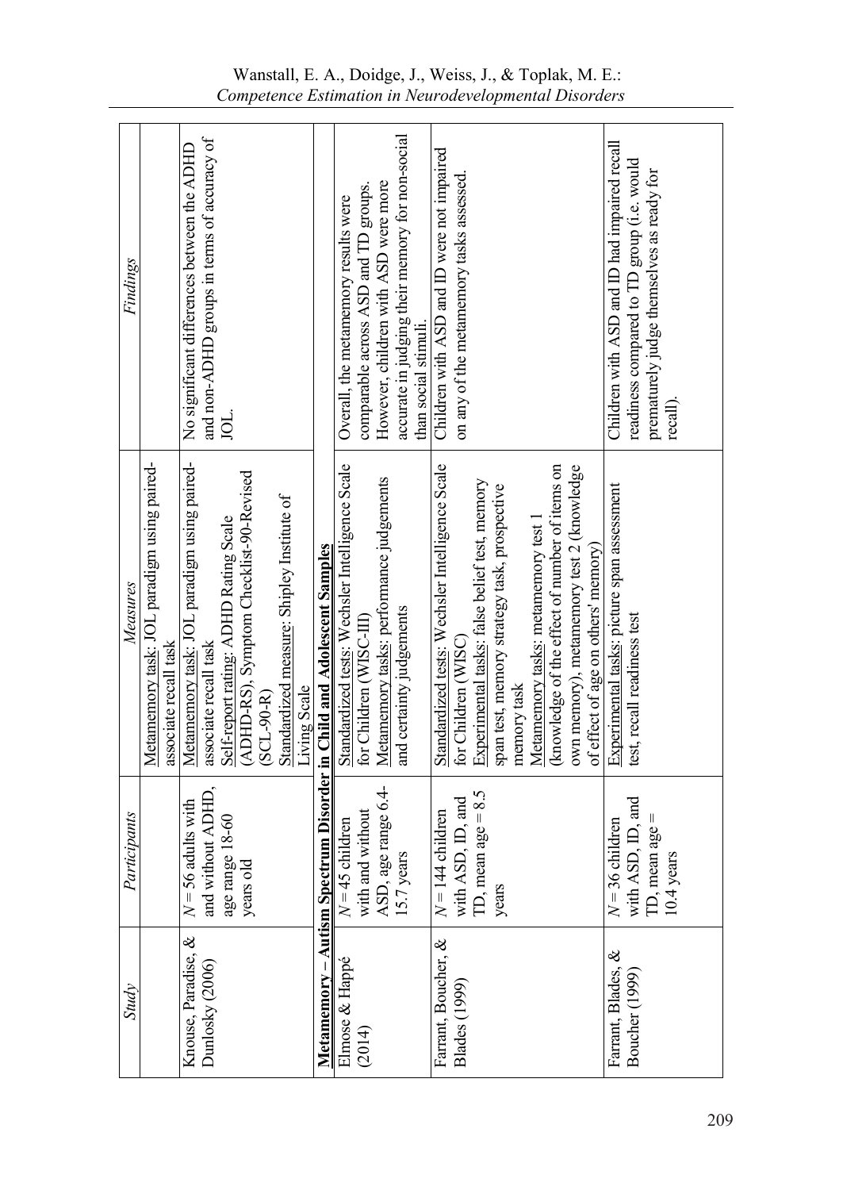| *Study* | *Participants* | *Measures* | *Findings* |
|---|---|---|---|
| | | Metamemory task: JOL paradigm using paired-associate recall task | |
| Knouse, Paradise, & Dunlosky (2006) | $N = 56$ adults with and without ADHD, age range 18-60 years old | Metamemory task: JOL paradigm using paired-associate recall task<br>Self-report rating: ADHD Rating Scale (ADHD-RS), Symptom Checklist-90-Revised (SCL-90-R)<br>Standardized measure: Shipley Institute of Living Scale | No significant differences between the ADHD and non-ADHD groups in terms of accuracy of JOL. |
| **Metamemory – Autism Spectrum Disorder in Child and Adolescent Samples** | | | |
| Elmose & Happé (2014) | $N = 45$ children with and without ASD, age range 6.4-15.7 years | Standardized tests: Wechsler Intelligence Scale for Children (WISC-III)<br>Metamemory tasks: performance judgements and certainty judgements | Overall, the metamemory results were comparable across ASD and TD groups. However, children with ASD were more accurate in judging their memory for non-social than social stimuli. |
| Farrant, Boucher, & Blades (1999) | $N = 144$ children with ASD, ID, and TD, mean age = 8.5 years | Standardized tests: Wechsler Intelligence Scale for Children (WISC)<br>Experimental tasks: false belief test, memory span test, memory strategy task, prospective memory task<br>Metamemory tasks: metamemory test 1 (knowledge of the effect of number of items on own memory), metamemory test 2 (knowledge of effect of age on others' memory) | Children with ASD and ID were not impaired on any of the metamemory tasks assessed. |
| Farrant, Blades, & Boucher (1999) | $N = 36$ children with ASD, ID, and TD, mean age = 10.4 years | Experimental tasks: picture span assessment test, recall readiness test | Children with ASD and ID had impaired recall readiness compared to TD group (i.e. would prematurely judge themselves as ready for recall). |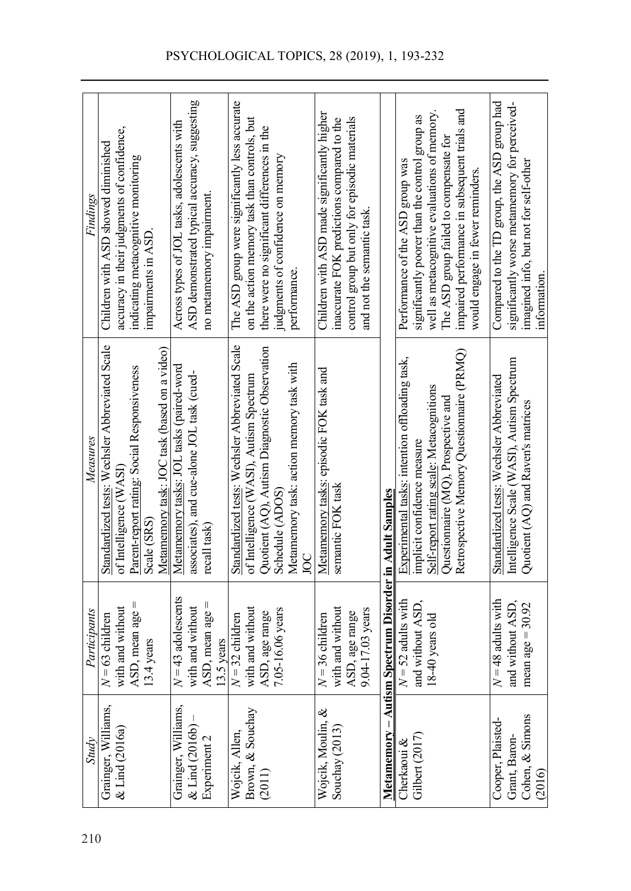| *Study* | *Participants* | *Measures* | *Findings* |
|---|---|---|---|
| Grainger, Williams, & Lind (2016a) | $N$ = 63 children with and without ASD, mean age = 13.4 years | Standardized tests: Wechsler Abbreviated Scale of Intelligence (WASI) Parent-report rating: Social Responsiveness Scale (SRS) Metamemory task: JOC task (based on a video) | Children with ASD showed diminished accuracy in their judgments of confidence, indicating metacognitive monitoring impairments in ASD. |
| Grainger, Williams, & Lind (2016b) – Experiment 2 | $N$ = 43 adolescents with and without ASD, mean age = 13.5 years | Metamemory tasks: JOL tasks (paired-word associates), and cue-alone JOL task (cued-recall task) | Across types of JOL tasks, adolescents with ASD demonstrated typical accuracy, suggesting no metamemory impairment. |
| Wojcik, Allen, Brown, & Souchay (2011) | $N$ = 32 children with and without ASD, age range 7.05-16.06 years | Standardized tests: Wechsler Abbreviated Scale of Intelligence (WASI), Autism Spectrum Quotient (AQ), Autism Diagnostic Observation Schedule (ADOS) Metamemory task: action memory task with JOC | The ASD group were significantly less accurate on the action memory task than controls, but there were no significant differences in the judgments of confidence on memory performance. |
| Wojcik, Moulin, & Souchay (2013) | $N$ = 36 children with and without ASD, age range 9.04-17.03 years | Metamemory tasks: episodic FOK task and semantic FOK task | Children with ASD made significantly higher inaccurate FOK predictions compared to the control group but only for episodic materials and not the semantic task. |
| **Metamemory – Autism Spectrum Disorder in Adult Samples** | | | |
| Cherkaoui & Gilbert (2017) | $N$ = 52 adults with and without ASD, 18-40 years old | Experimental tasks: intention offloading task, implicit confidence measure Self-report rating scale: Metacognitions Questionnaire (MQ), Prospective and Retrospective Memory Questionnaire (PRMQ) | Performance of the ASD group was significantly poorer than the control group as well as metacognitive evaluations of memory. The ASD group failed to compensate for impaired performance in subsequent trials and would engage in fewer reminders. |
| Cooper, Plaisted-Grant, Baron-Cohen, & Simons (2016) | $N$ = 48 adults with and without ASD, mean age = 30.92 | Standardized tests: Wechsler Abbreviated Intelligence Scale (WASI), Autism Spectrum Quotient (AQ) and Raven's matrices | Compared to the TD group, the ASD group had significantly worse metamemory for perceived-imagined info, but not for self-other information. |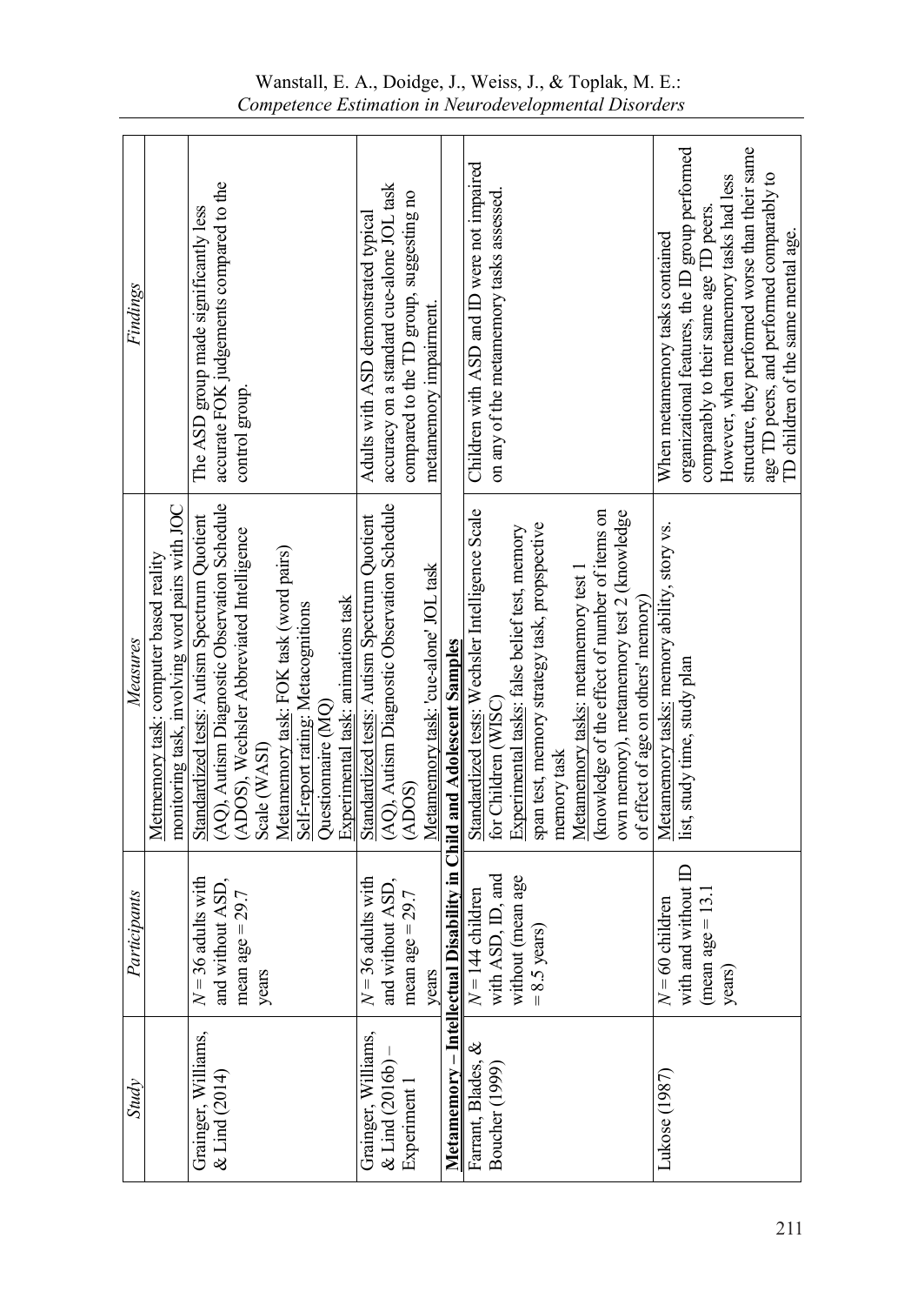| *Study* | *Participants* | *Measures* | *Findings* |
|---|---|---|---|
| | | Metmemory task: computer based reality monitoring task, involving word pairs with JOC | |
| Grainger, Williams, & Lind (2014) | $N$ = 36 adults with and without ASD, mean age = 29.7 years | Standardized tests: Autism Spectrum Quotient (AQ), Autism Diagnostic Observation Schedule (ADOS), Wechsler Abbreviated Intelligence Scale (WASI)<br>Metamemory task: FOK task (word pairs)<br>Self-report rating: Metacognitions Questionnaire (MQ)<br>Experimental task: animations task | The ASD group made significantly less accurate FOK judgements compared to the control group. |
| Grainger, Williams, & Lind (2016b) – Experiment 1 | $N$ = 36 adults with and without ASD, mean age = 29.7 years | Standardized tests: Autism Spectrum Quotient (AQ), Autism Diagnostic Observation Schedule (ADOS)<br>Metamemory task: 'cue-alone' JOL task | Adults with ASD demonstrated typical accuracy on a standard cue-alone JOL task compared to the TD group, suggesting no metamemory impairment. |
| **Metamemory – Intellectual Disability in Child and Adolescent Samples** | | | |
| Farrant, Blades, & Boucher (1999) | $N$ = 144 children with ASD, ID, and without (mean age = 8.5 years) | Standardized tests: Wechsler Intelligence Scale for Children (WISC)<br>Experimental tasks: false belief test, memory span test, memory strategy task, propspective memory task<br>Metamemory tasks: metamemory test 1 (knowledge of the effect of number of items on own memory), metamemory test 2 (knowledge of effect of age on others' memory) | Children with ASD and ID were not impaired on any of the metamemory tasks assessed. |
| Lukose (1987) | $N$ = 60 children with and without ID (mean age = 13.1 years) | Metamemory tasks: memory ability, story vs. list, study time, study plan | When metamemory tasks contained organizational features, the ID group performed comparably to their same age TD peers. However, when metamemory tasks had less structure, they performed worse than their same age TD peers, and performed comparably to TD children of the same mental age. |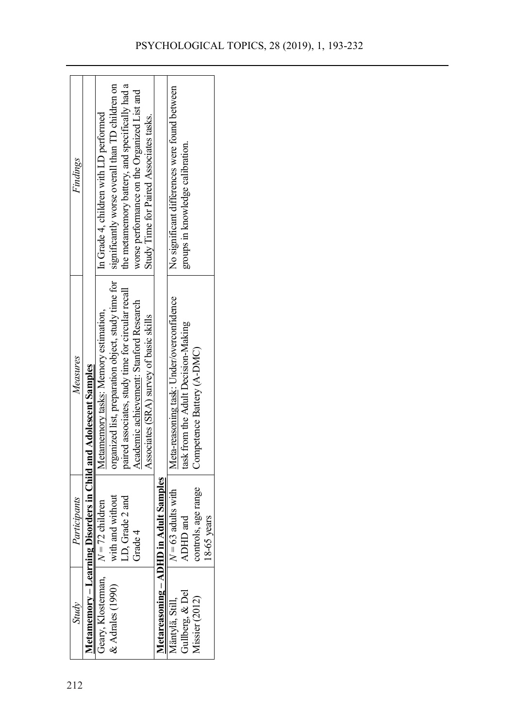| *Study* | *Participants* | *Measures* | *Findings* |
|---|---|---|---|
| **Metamemory – Learning Disorders in Child and Adolescent Samples** | | | |
| Geary, Klosterman, & Adrales (1990) | $N$ = 72 children with and without LD, Grade 2 and Grade 4 | Metamemory tasks: Memory estimation, organized list, preparation object, study time for paired associates, study time for circular recall<br>Academic achievement: Stanford Research Associates (SRA) survey of basic skills | In Grade 4, children with LD performed significantly worse overall than TD children on the metamemory battery, and specifically had a worse performance on the Organized List and Study Time for Paired Associates tasks. |
| **Metareasoning – ADHD in Adult Samples** | | | |
| Mäntylä, Still, Gullberg, & Del Missier (2012) | $N$ = 63 adults with ADHD and controls, age range 18-65 years | Meta-reasoning task: Under/overconfidence task from the Adult Decision-Making Competence Battery (A-DMC) | No significant differences were found between groups in knowledge calibration. |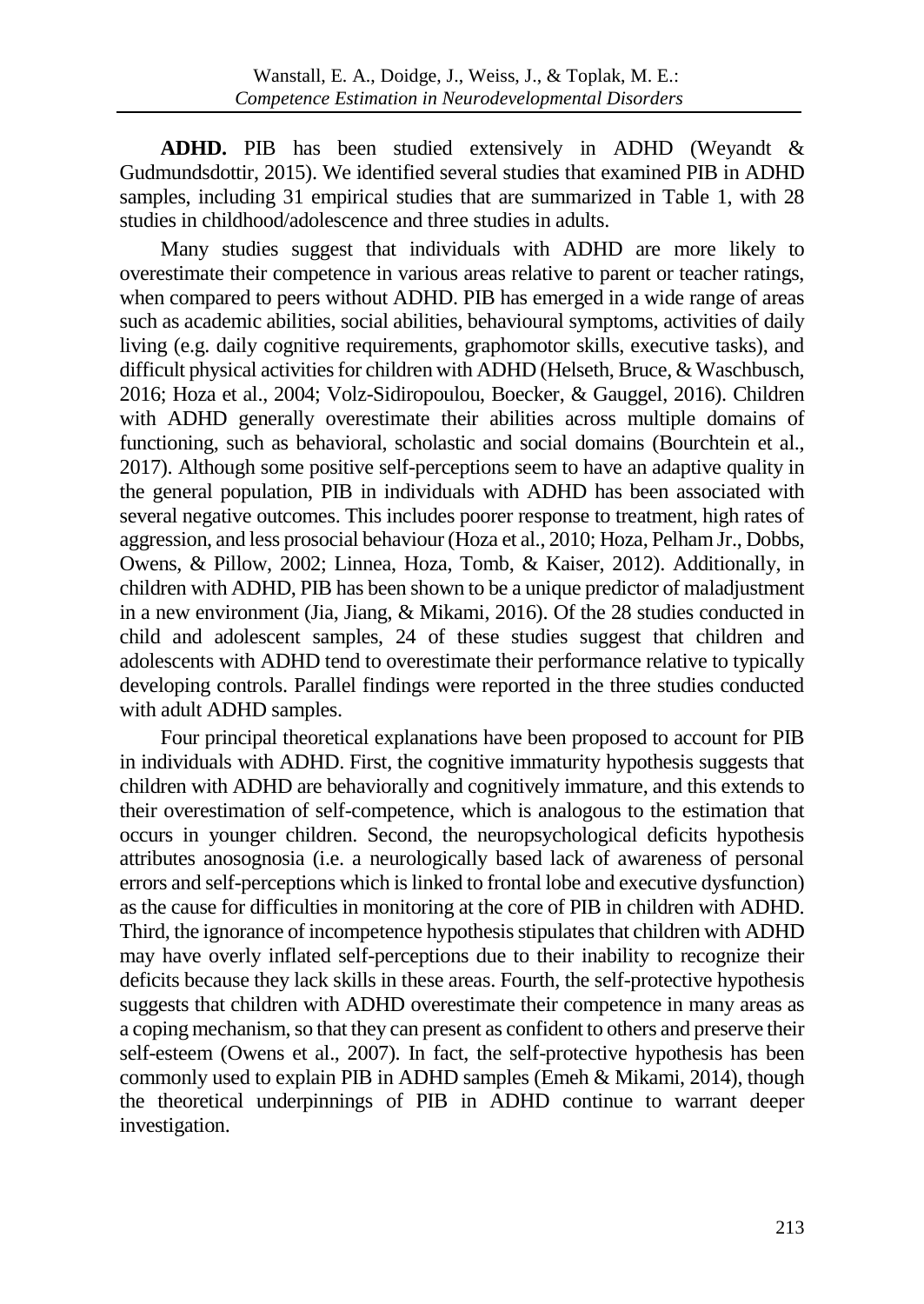**ADHD.** PIB has been studied extensively in ADHD (Weyandt & Gudmundsdottir, 2015). We identified several studies that examined PIB in ADHD samples, including 31 empirical studies that are summarized in Table 1, with 28 studies in childhood/adolescence and three studies in adults.

Many studies suggest that individuals with ADHD are more likely to overestimate their competence in various areas relative to parent or teacher ratings, when compared to peers without ADHD. PIB has emerged in a wide range of areas such as academic abilities, social abilities, behavioural symptoms, activities of daily living (e.g. daily cognitive requirements, graphomotor skills, executive tasks), and difficult physical activities for children with ADHD (Helseth, Bruce, & Waschbusch, 2016; Hoza et al., 2004; Volz-Sidiropoulou, Boecker, & Gauggel, 2016). Children with ADHD generally overestimate their abilities across multiple domains of functioning, such as behavioral, scholastic and social domains (Bourchtein et al., 2017). Although some positive self-perceptions seem to have an adaptive quality in the general population, PIB in individuals with ADHD has been associated with several negative outcomes. This includes poorer response to treatment, high rates of aggression, and less prosocial behaviour (Hoza et al., 2010; Hoza, Pelham Jr., Dobbs, Owens, & Pillow, 2002; Linnea, Hoza, Tomb, & Kaiser, 2012). Additionally, in children with ADHD, PIB has been shown to be a unique predictor of maladjustment in a new environment (Jia, Jiang, & Mikami, 2016). Of the 28 studies conducted in child and adolescent samples, 24 of these studies suggest that children and adolescents with ADHD tend to overestimate their performance relative to typically developing controls. Parallel findings were reported in the three studies conducted with adult ADHD samples.

Four principal theoretical explanations have been proposed to account for PIB in individuals with ADHD. First, the cognitive immaturity hypothesis suggests that children with ADHD are behaviorally and cognitively immature, and this extends to their overestimation of self-competence, which is analogous to the estimation that occurs in younger children. Second, the neuropsychological deficits hypothesis attributes anosognosia (i.e. a neurologically based lack of awareness of personal errors and self-perceptions which is linked to frontal lobe and executive dysfunction) as the cause for difficulties in monitoring at the core of PIB in children with ADHD. Third, the ignorance of incompetence hypothesis stipulates that children with ADHD may have overly inflated self-perceptions due to their inability to recognize their deficits because they lack skills in these areas. Fourth, the self-protective hypothesis suggests that children with ADHD overestimate their competence in many areas as a coping mechanism, so that they can present as confident to others and preserve their self-esteem (Owens et al., 2007). In fact, the self-protective hypothesis has been commonly used to explain PIB in ADHD samples (Emeh & Mikami, 2014), though the theoretical underpinnings of PIB in ADHD continue to warrant deeper investigation.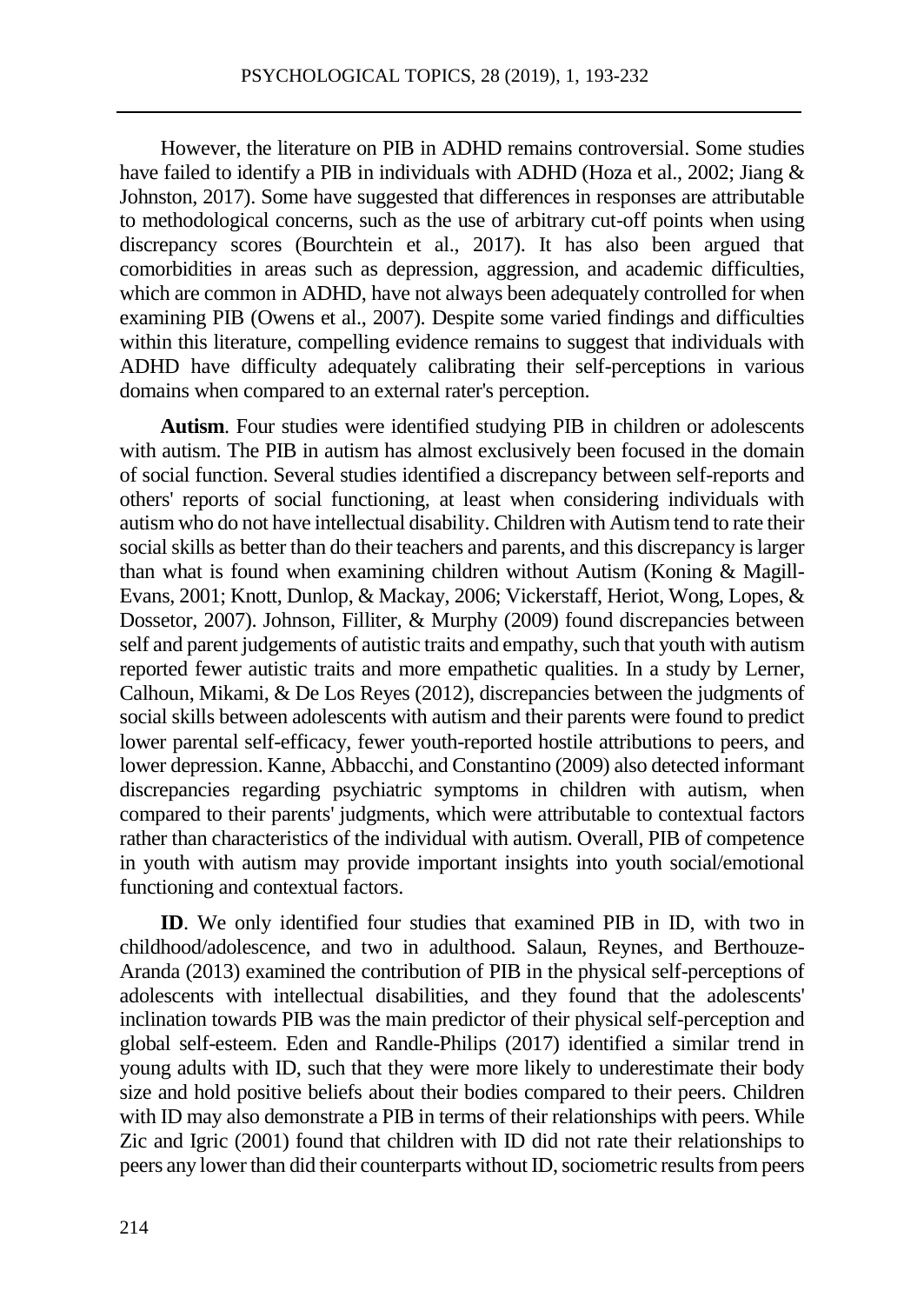However, the literature on PIB in ADHD remains controversial. Some studies have failed to identify a PIB in individuals with ADHD (Hoza et al., 2002; Jiang & Johnston, 2017). Some have suggested that differences in responses are attributable to methodological concerns, such as the use of arbitrary cut-off points when using discrepancy scores (Bourchtein et al., 2017). It has also been argued that comorbidities in areas such as depression, aggression, and academic difficulties, which are common in ADHD, have not always been adequately controlled for when examining PIB (Owens et al., 2007). Despite some varied findings and difficulties within this literature, compelling evidence remains to suggest that individuals with ADHD have difficulty adequately calibrating their self-perceptions in various domains when compared to an external rater's perception.

**Autism**. Four studies were identified studying PIB in children or adolescents with autism. The PIB in autism has almost exclusively been focused in the domain of social function. Several studies identified a discrepancy between self-reports and others' reports of social functioning, at least when considering individuals with autism who do not have intellectual disability. Children with Autism tend to rate their social skills as better than do their teachers and parents, and this discrepancy is larger than what is found when examining children without Autism (Koning & Magill-Evans, 2001; Knott, Dunlop, & Mackay, 2006; Vickerstaff, Heriot, Wong, Lopes, & Dossetor, 2007). Johnson, Filliter, & Murphy (2009) found discrepancies between self and parent judgements of autistic traits and empathy, such that youth with autism reported fewer autistic traits and more empathetic qualities. In a study by Lerner, Calhoun, Mikami, & De Los Reyes (2012), discrepancies between the judgments of social skills between adolescents with autism and their parents were found to predict lower parental self-efficacy, fewer youth-reported hostile attributions to peers, and lower depression. Kanne, Abbacchi, and Constantino (2009) also detected informant discrepancies regarding psychiatric symptoms in children with autism, when compared to their parents' judgments, which were attributable to contextual factors rather than characteristics of the individual with autism. Overall, PIB of competence in youth with autism may provide important insights into youth social/emotional functioning and contextual factors.

**ID**. We only identified four studies that examined PIB in ID, with two in childhood/adolescence, and two in adulthood. Salaun, Reynes, and Berthouze-Aranda (2013) examined the contribution of PIB in the physical self-perceptions of adolescents with intellectual disabilities, and they found that the adolescents' inclination towards PIB was the main predictor of their physical self-perception and global self-esteem. Eden and Randle-Philips (2017) identified a similar trend in young adults with ID, such that they were more likely to underestimate their body size and hold positive beliefs about their bodies compared to their peers. Children with ID may also demonstrate a PIB in terms of their relationships with peers. While Zic and Igric (2001) found that children with ID did not rate their relationships to peers any lower than did their counterparts without ID, sociometric results from peers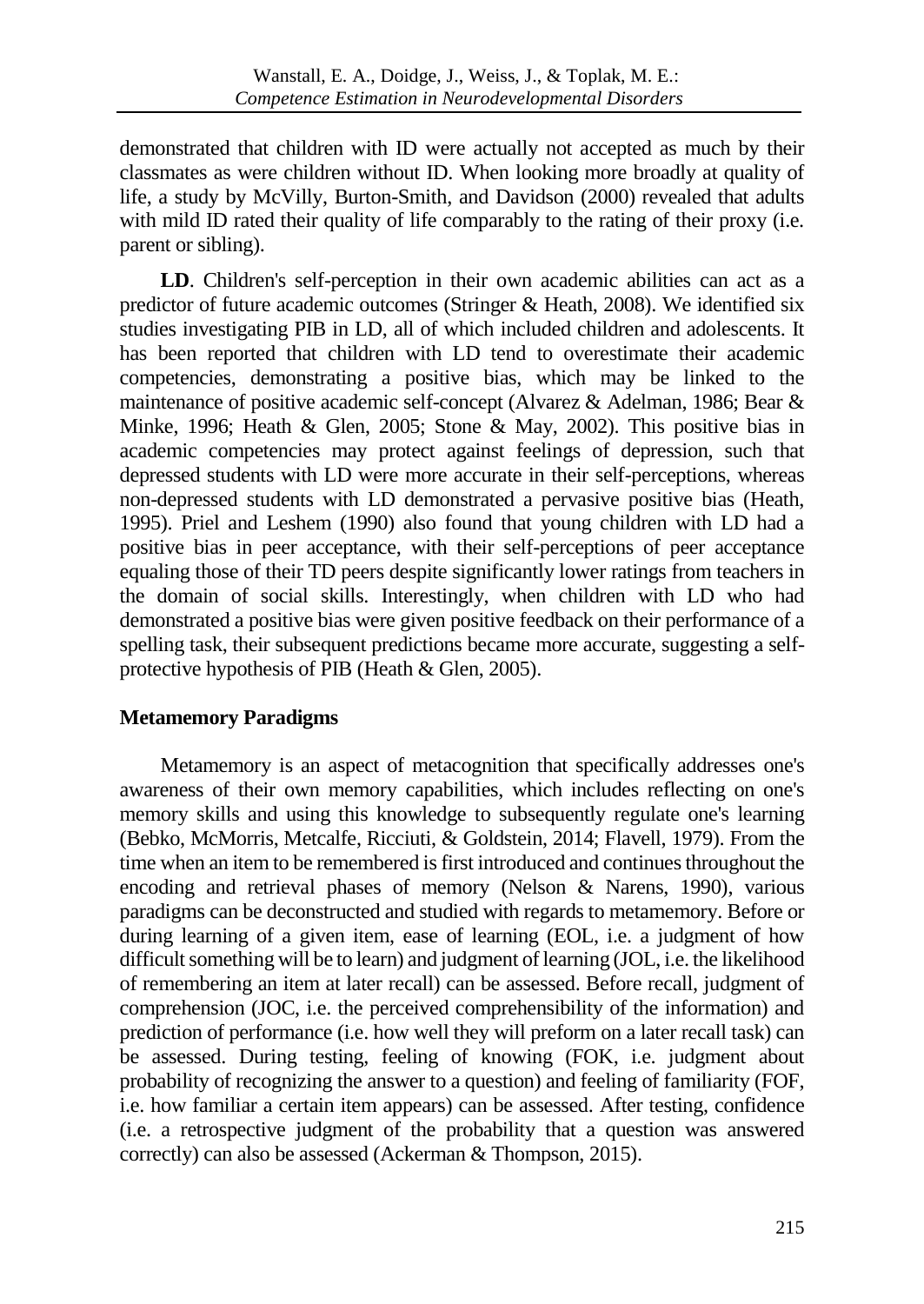demonstrated that children with ID were actually not accepted as much by their classmates as were children without ID. When looking more broadly at quality of life, a study by McVilly, Burton-Smith, and Davidson (2000) revealed that adults with mild ID rated their quality of life comparably to the rating of their proxy (i.e. parent or sibling).

**LD**. Children's self-perception in their own academic abilities can act as a predictor of future academic outcomes (Stringer & Heath, 2008). We identified six studies investigating PIB in LD, all of which included children and adolescents. It has been reported that children with LD tend to overestimate their academic competencies, demonstrating a positive bias, which may be linked to the maintenance of positive academic self-concept (Alvarez & Adelman, 1986; Bear & Minke, 1996; Heath & Glen, 2005; Stone & May, 2002). This positive bias in academic competencies may protect against feelings of depression, such that depressed students with LD were more accurate in their self-perceptions, whereas non-depressed students with LD demonstrated a pervasive positive bias (Heath, 1995). Priel and Leshem (1990) also found that young children with LD had a positive bias in peer acceptance, with their self-perceptions of peer acceptance equaling those of their TD peers despite significantly lower ratings from teachers in the domain of social skills. Interestingly, when children with LD who had demonstrated a positive bias were given positive feedback on their performance of a spelling task, their subsequent predictions became more accurate, suggesting a self-protective hypothesis of PIB (Heath & Glen, 2005).

## Metamemory Paradigms

Metamemory is an aspect of metacognition that specifically addresses one's awareness of their own memory capabilities, which includes reflecting on one's memory skills and using this knowledge to subsequently regulate one's learning (Bebko, McMorris, Metcalfe, Ricciuti, & Goldstein, 2014; Flavell, 1979). From the time when an item to be remembered is first introduced and continues throughout the encoding and retrieval phases of memory (Nelson & Narens, 1990), various paradigms can be deconstructed and studied with regards to metamemory. Before or during learning of a given item, ease of learning (EOL, i.e. a judgment of how difficult something will be to learn) and judgment of learning (JOL, i.e. the likelihood of remembering an item at later recall) can be assessed. Before recall, judgment of comprehension (JOC, i.e. the perceived comprehensibility of the information) and prediction of performance (i.e. how well they will preform on a later recall task) can be assessed. During testing, feeling of knowing (FOK, i.e. judgment about probability of recognizing the answer to a question) and feeling of familiarity (FOF, i.e. how familiar a certain item appears) can be assessed. After testing, confidence (i.e. a retrospective judgment of the probability that a question was answered correctly) can also be assessed (Ackerman & Thompson, 2015).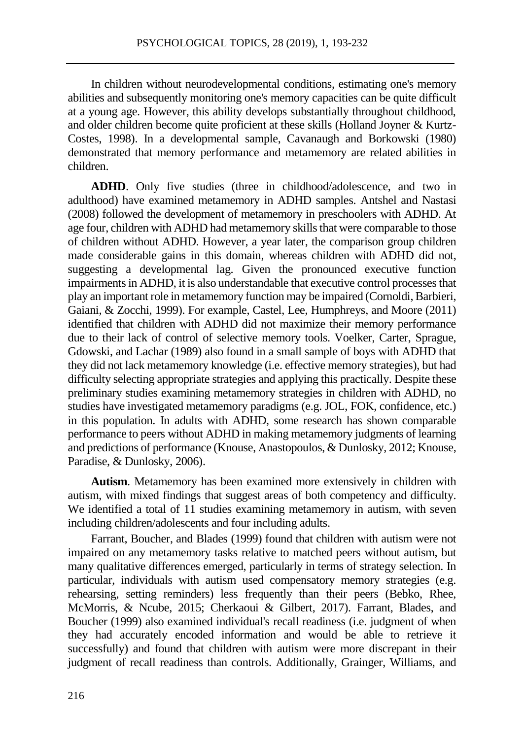In children without neurodevelopmental conditions, estimating one's memory abilities and subsequently monitoring one's memory capacities can be quite difficult at a young age. However, this ability develops substantially throughout childhood, and older children become quite proficient at these skills (Holland Joyner & Kurtz-Costes, 1998). In a developmental sample, Cavanaugh and Borkowski (1980) demonstrated that memory performance and metamemory are related abilities in children.

**ADHD**. Only five studies (three in childhood/adolescence, and two in adulthood) have examined metamemory in ADHD samples. Antshel and Nastasi (2008) followed the development of metamemory in preschoolers with ADHD. At age four, children with ADHD had metamemory skills that were comparable to those of children without ADHD. However, a year later, the comparison group children made considerable gains in this domain, whereas children with ADHD did not, suggesting a developmental lag. Given the pronounced executive function impairments in ADHD, it is also understandable that executive control processes that play an important role in metamemory function may be impaired (Cornoldi, Barbieri, Gaiani, & Zocchi, 1999). For example, Castel, Lee, Humphreys, and Moore (2011) identified that children with ADHD did not maximize their memory performance due to their lack of control of selective memory tools. Voelker, Carter, Sprague, Gdowski, and Lachar (1989) also found in a small sample of boys with ADHD that they did not lack metamemory knowledge (i.e. effective memory strategies), but had difficulty selecting appropriate strategies and applying this practically. Despite these preliminary studies examining metamemory strategies in children with ADHD, no studies have investigated metamemory paradigms (e.g. JOL, FOK, confidence, etc.) in this population. In adults with ADHD, some research has shown comparable performance to peers without ADHD in making metamemory judgments of learning and predictions of performance (Knouse, Anastopoulos, & Dunlosky, 2012; Knouse, Paradise, & Dunlosky, 2006).

**Autism**. Metamemory has been examined more extensively in children with autism, with mixed findings that suggest areas of both competency and difficulty. We identified a total of 11 studies examining metamemory in autism, with seven including children/adolescents and four including adults.

Farrant, Boucher, and Blades (1999) found that children with autism were not impaired on any metamemory tasks relative to matched peers without autism, but many qualitative differences emerged, particularly in terms of strategy selection. In particular, individuals with autism used compensatory memory strategies (e.g. rehearsing, setting reminders) less frequently than their peers (Bebko, Rhee, McMorris, & Ncube, 2015; Cherkaoui & Gilbert, 2017). Farrant, Blades, and Boucher (1999) also examined individual's recall readiness (i.e. judgment of when they had accurately encoded information and would be able to retrieve it successfully) and found that children with autism were more discrepant in their judgment of recall readiness than controls. Additionally, Grainger, Williams, and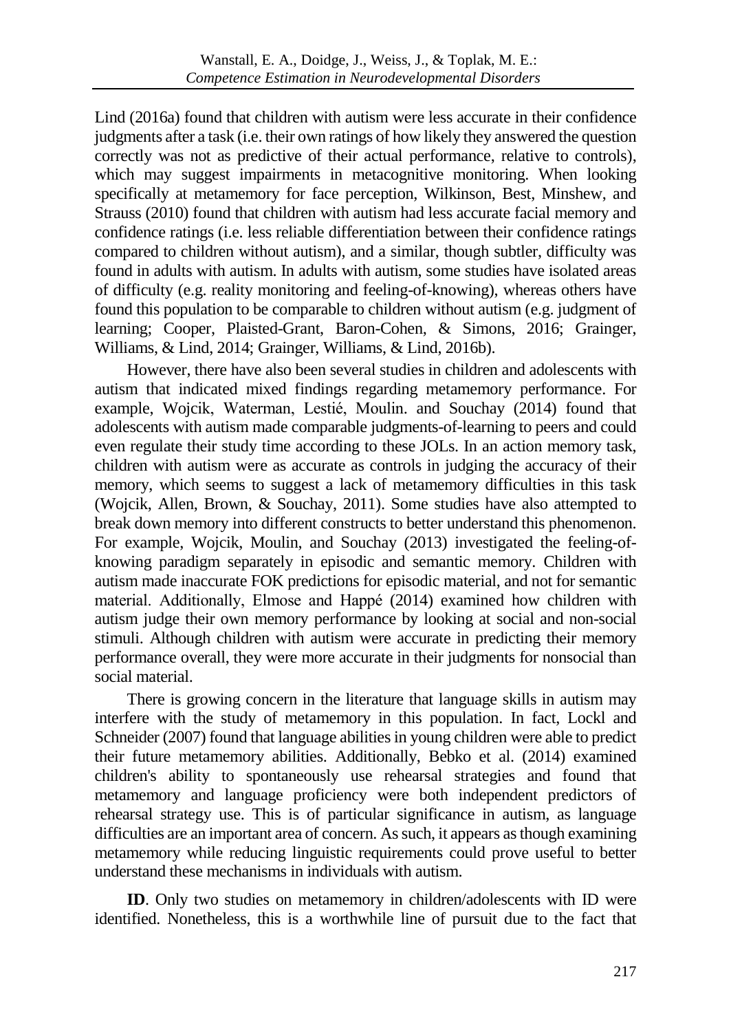Lind (2016a) found that children with autism were less accurate in their confidence judgments after a task (i.e. their own ratings of how likely they answered the question correctly was not as predictive of their actual performance, relative to controls), which may suggest impairments in metacognitive monitoring. When looking specifically at metamemory for face perception, Wilkinson, Best, Minshew, and Strauss (2010) found that children with autism had less accurate facial memory and confidence ratings (i.e. less reliable differentiation between their confidence ratings compared to children without autism), and a similar, though subtler, difficulty was found in adults with autism. In adults with autism, some studies have isolated areas of difficulty (e.g. reality monitoring and feeling-of-knowing), whereas others have found this population to be comparable to children without autism (e.g. judgment of learning; Cooper, Plaisted-Grant, Baron-Cohen, & Simons, 2016; Grainger, Williams, & Lind, 2014; Grainger, Williams, & Lind, 2016b).

However, there have also been several studies in children and adolescents with autism that indicated mixed findings regarding metamemory performance. For example, Wojcik, Waterman, Lestié, Moulin. and Souchay (2014) found that adolescents with autism made comparable judgments-of-learning to peers and could even regulate their study time according to these JOLs. In an action memory task, children with autism were as accurate as controls in judging the accuracy of their memory, which seems to suggest a lack of metamemory difficulties in this task (Wojcik, Allen, Brown, & Souchay, 2011). Some studies have also attempted to break down memory into different constructs to better understand this phenomenon. For example, Wojcik, Moulin, and Souchay (2013) investigated the feeling-of-knowing paradigm separately in episodic and semantic memory. Children with autism made inaccurate FOK predictions for episodic material, and not for semantic material. Additionally, Elmose and Happé (2014) examined how children with autism judge their own memory performance by looking at social and non-social stimuli. Although children with autism were accurate in predicting their memory performance overall, they were more accurate in their judgments for nonsocial than social material.

There is growing concern in the literature that language skills in autism may interfere with the study of metamemory in this population. In fact, Lockl and Schneider (2007) found that language abilities in young children were able to predict their future metamemory abilities. Additionally, Bebko et al. (2014) examined children's ability to spontaneously use rehearsal strategies and found that metamemory and language proficiency were both independent predictors of rehearsal strategy use. This is of particular significance in autism, as language difficulties are an important area of concern. As such, it appears as though examining metamemory while reducing linguistic requirements could prove useful to better understand these mechanisms in individuals with autism.

**ID**. Only two studies on metamemory in children/adolescents with ID were identified. Nonetheless, this is a worthwhile line of pursuit due to the fact that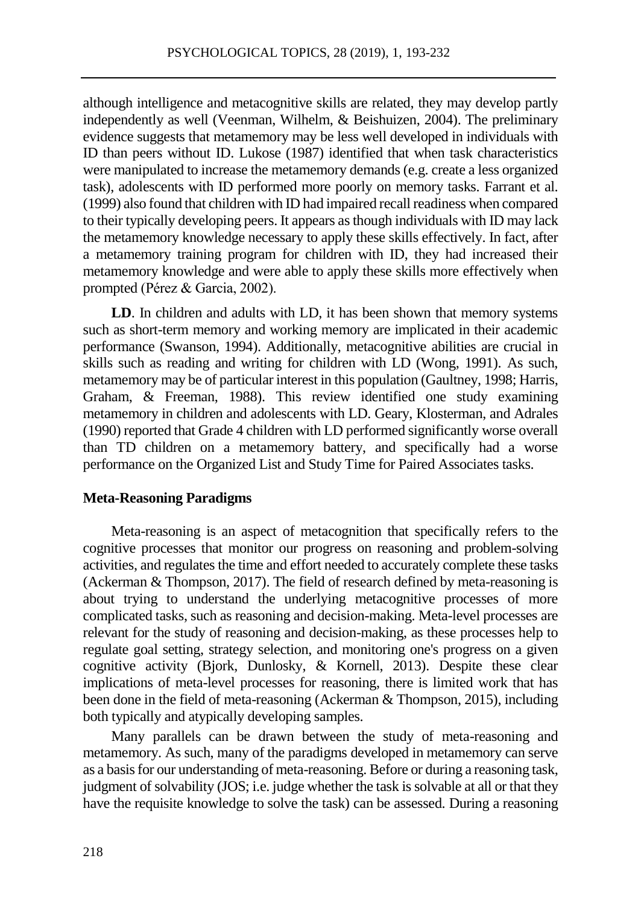although intelligence and metacognitive skills are related, they may develop partly independently as well (Veenman, Wilhelm, & Beishuizen, 2004). The preliminary evidence suggests that metamemory may be less well developed in individuals with ID than peers without ID. Lukose (1987) identified that when task characteristics were manipulated to increase the metamemory demands (e.g. create a less organized task), adolescents with ID performed more poorly on memory tasks. Farrant et al. (1999) also found that children with ID had impaired recall readiness when compared to their typically developing peers. It appears as though individuals with ID may lack the metamemory knowledge necessary to apply these skills effectively. In fact, after a metamemory training program for children with ID, they had increased their metamemory knowledge and were able to apply these skills more effectively when prompted (Pérez & Garcia, 2002).

**LD**. In children and adults with LD, it has been shown that memory systems such as short-term memory and working memory are implicated in their academic performance (Swanson, 1994). Additionally, metacognitive abilities are crucial in skills such as reading and writing for children with LD (Wong, 1991). As such, metamemory may be of particular interest in this population (Gaultney, 1998; Harris, Graham, & Freeman, 1988). This review identified one study examining metamemory in children and adolescents with LD. Geary, Klosterman, and Adrales (1990) reported that Grade 4 children with LD performed significantly worse overall than TD children on a metamemory battery, and specifically had a worse performance on the Organized List and Study Time for Paired Associates tasks.

### Meta-Reasoning Paradigms

Meta-reasoning is an aspect of metacognition that specifically refers to the cognitive processes that monitor our progress on reasoning and problem-solving activities, and regulates the time and effort needed to accurately complete these tasks (Ackerman & Thompson, 2017). The field of research defined by meta-reasoning is about trying to understand the underlying metacognitive processes of more complicated tasks, such as reasoning and decision-making. Meta-level processes are relevant for the study of reasoning and decision-making, as these processes help to regulate goal setting, strategy selection, and monitoring one's progress on a given cognitive activity (Bjork, Dunlosky, & Kornell, 2013). Despite these clear implications of meta-level processes for reasoning, there is limited work that has been done in the field of meta-reasoning (Ackerman & Thompson, 2015), including both typically and atypically developing samples.

Many parallels can be drawn between the study of meta-reasoning and metamemory. As such, many of the paradigms developed in metamemory can serve as a basis for our understanding of meta-reasoning. Before or during a reasoning task, judgment of solvability (JOS; i.e. judge whether the task is solvable at all or that they have the requisite knowledge to solve the task) can be assessed. During a reasoning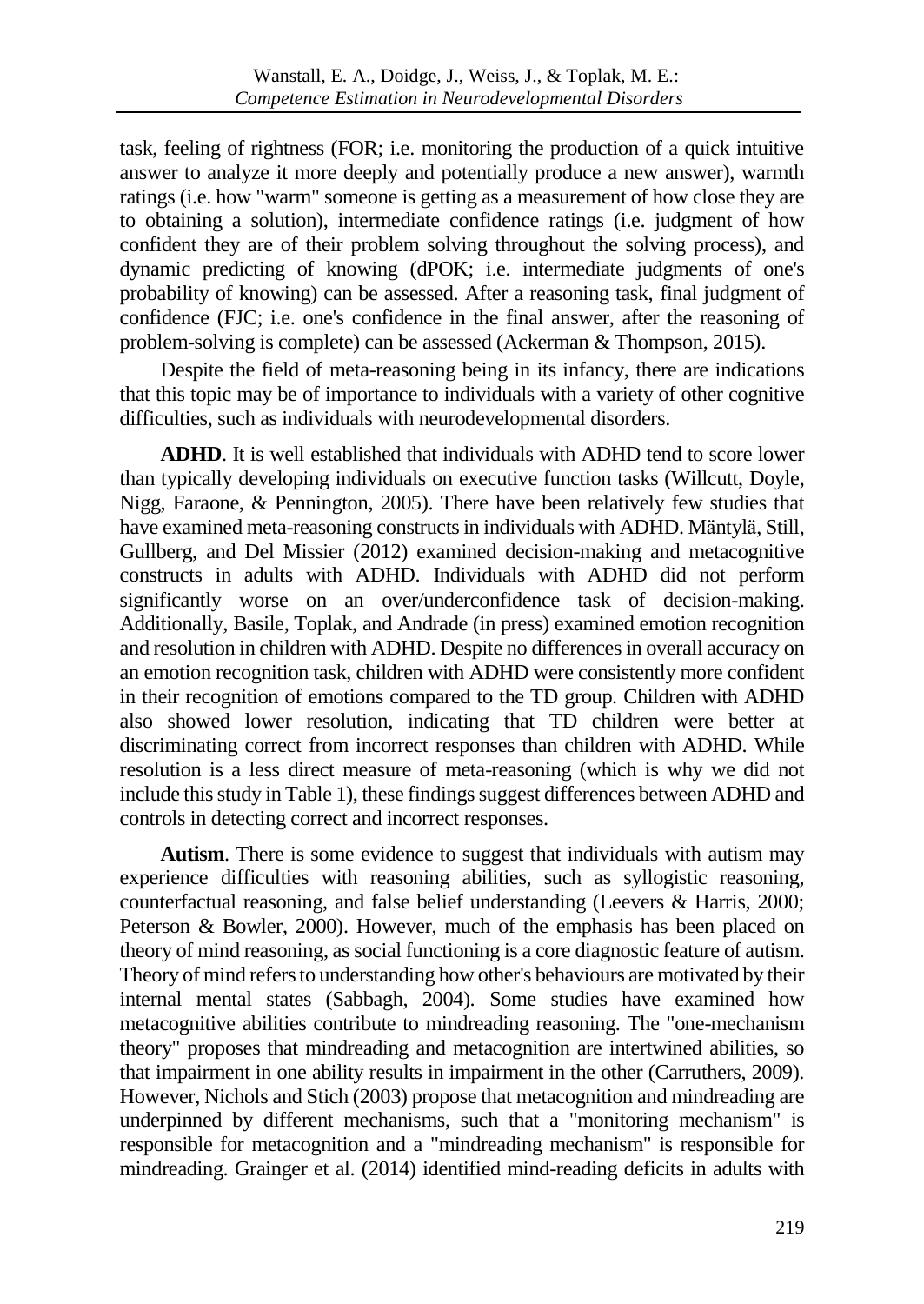task, feeling of rightness (FOR; i.e. monitoring the production of a quick intuitive answer to analyze it more deeply and potentially produce a new answer), warmth ratings (i.e. how "warm" someone is getting as a measurement of how close they are to obtaining a solution), intermediate confidence ratings (i.e. judgment of how confident they are of their problem solving throughout the solving process), and dynamic predicting of knowing (dPOK; i.e. intermediate judgments of one's probability of knowing) can be assessed. After a reasoning task, final judgment of confidence (FJC; i.e. one's confidence in the final answer, after the reasoning of problem-solving is complete) can be assessed (Ackerman & Thompson, 2015).

Despite the field of meta-reasoning being in its infancy, there are indications that this topic may be of importance to individuals with a variety of other cognitive difficulties, such as individuals with neurodevelopmental disorders.

**ADHD**. It is well established that individuals with ADHD tend to score lower than typically developing individuals on executive function tasks (Willcutt, Doyle, Nigg, Faraone, & Pennington, 2005). There have been relatively few studies that have examined meta-reasoning constructs in individuals with ADHD. Mäntylä, Still, Gullberg, and Del Missier (2012) examined decision-making and metacognitive constructs in adults with ADHD. Individuals with ADHD did not perform significantly worse on an over/underconfidence task of decision-making. Additionally, Basile, Toplak, and Andrade (in press) examined emotion recognition and resolution in children with ADHD. Despite no differences in overall accuracy on an emotion recognition task, children with ADHD were consistently more confident in their recognition of emotions compared to the TD group. Children with ADHD also showed lower resolution, indicating that TD children were better at discriminating correct from incorrect responses than children with ADHD. While resolution is a less direct measure of meta-reasoning (which is why we did not include this study in Table 1), these findings suggest differences between ADHD and controls in detecting correct and incorrect responses.

**Autism**. There is some evidence to suggest that individuals with autism may experience difficulties with reasoning abilities, such as syllogistic reasoning, counterfactual reasoning, and false belief understanding (Leevers & Harris, 2000; Peterson & Bowler, 2000). However, much of the emphasis has been placed on theory of mind reasoning, as social functioning is a core diagnostic feature of autism. Theory of mind refers to understanding how other's behaviours are motivated by their internal mental states (Sabbagh, 2004). Some studies have examined how metacognitive abilities contribute to mindreading reasoning. The "one-mechanism theory" proposes that mindreading and metacognition are intertwined abilities, so that impairment in one ability results in impairment in the other (Carruthers, 2009). However, Nichols and Stich (2003) propose that metacognition and mindreading are underpinned by different mechanisms, such that a "monitoring mechanism" is responsible for metacognition and a "mindreading mechanism" is responsible for mindreading. Grainger et al. (2014) identified mind-reading deficits in adults with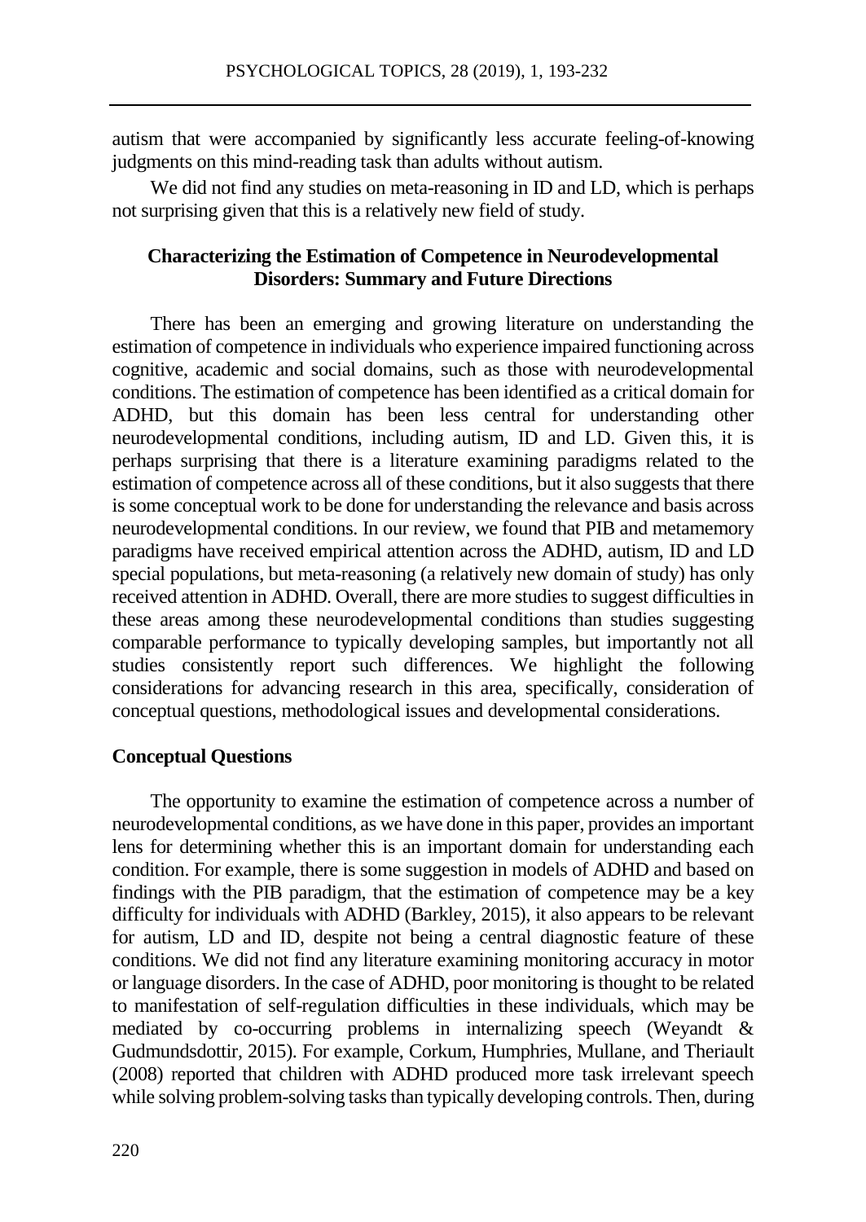autism that were accompanied by significantly less accurate feeling-of-knowing judgments on this mind-reading task than adults without autism.

We did not find any studies on meta-reasoning in ID and LD, which is perhaps not surprising given that this is a relatively new field of study.

## Characterizing the Estimation of Competence in Neurodevelopmental Disorders: Summary and Future Directions

There has been an emerging and growing literature on understanding the estimation of competence in individuals who experience impaired functioning across cognitive, academic and social domains, such as those with neurodevelopmental conditions. The estimation of competence has been identified as a critical domain for ADHD, but this domain has been less central for understanding other neurodevelopmental conditions, including autism, ID and LD. Given this, it is perhaps surprising that there is a literature examining paradigms related to the estimation of competence across all of these conditions, but it also suggests that there is some conceptual work to be done for understanding the relevance and basis across neurodevelopmental conditions. In our review, we found that PIB and metamemory paradigms have received empirical attention across the ADHD, autism, ID and LD special populations, but meta-reasoning (a relatively new domain of study) has only received attention in ADHD. Overall, there are more studies to suggest difficulties in these areas among these neurodevelopmental conditions than studies suggesting comparable performance to typically developing samples, but importantly not all studies consistently report such differences. We highlight the following considerations for advancing research in this area, specifically, consideration of conceptual questions, methodological issues and developmental considerations.

### Conceptual Questions

The opportunity to examine the estimation of competence across a number of neurodevelopmental conditions, as we have done in this paper, provides an important lens for determining whether this is an important domain for understanding each condition. For example, there is some suggestion in models of ADHD and based on findings with the PIB paradigm, that the estimation of competence may be a key difficulty for individuals with ADHD (Barkley, 2015), it also appears to be relevant for autism, LD and ID, despite not being a central diagnostic feature of these conditions. We did not find any literature examining monitoring accuracy in motor or language disorders. In the case of ADHD, poor monitoring is thought to be related to manifestation of self-regulation difficulties in these individuals, which may be mediated by co-occurring problems in internalizing speech (Weyandt & Gudmundsdottir, 2015). For example, Corkum, Humphries, Mullane, and Theriault (2008) reported that children with ADHD produced more task irrelevant speech while solving problem-solving tasks than typically developing controls. Then, during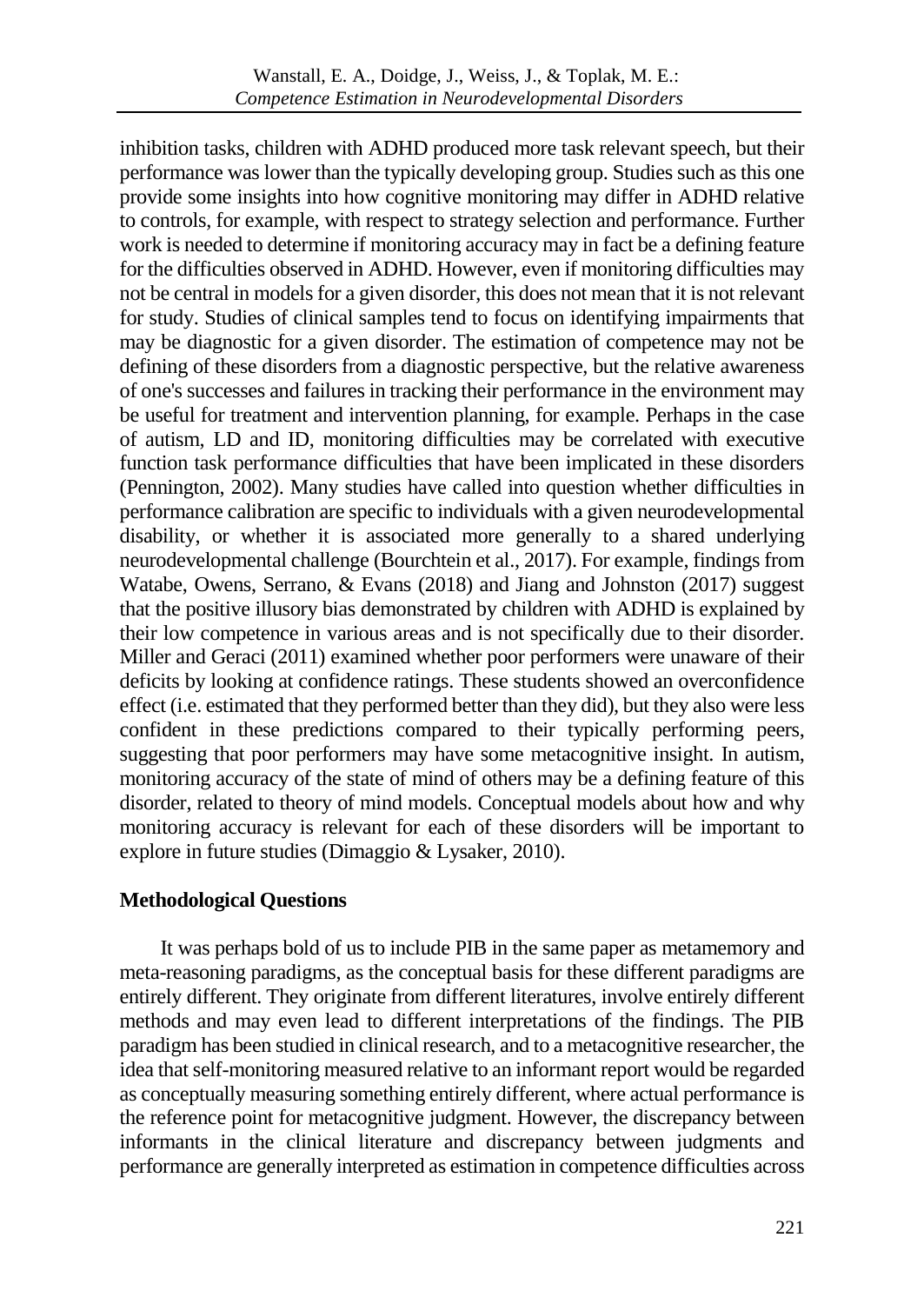inhibition tasks, children with ADHD produced more task relevant speech, but their performance was lower than the typically developing group. Studies such as this one provide some insights into how cognitive monitoring may differ in ADHD relative to controls, for example, with respect to strategy selection and performance. Further work is needed to determine if monitoring accuracy may in fact be a defining feature for the difficulties observed in ADHD. However, even if monitoring difficulties may not be central in models for a given disorder, this does not mean that it is not relevant for study. Studies of clinical samples tend to focus on identifying impairments that may be diagnostic for a given disorder. The estimation of competence may not be defining of these disorders from a diagnostic perspective, but the relative awareness of one's successes and failures in tracking their performance in the environment may be useful for treatment and intervention planning, for example. Perhaps in the case of autism, LD and ID, monitoring difficulties may be correlated with executive function task performance difficulties that have been implicated in these disorders (Pennington, 2002). Many studies have called into question whether difficulties in performance calibration are specific to individuals with a given neurodevelopmental disability, or whether it is associated more generally to a shared underlying neurodevelopmental challenge (Bourchtein et al., 2017). For example, findings from Watabe, Owens, Serrano, & Evans (2018) and Jiang and Johnston (2017) suggest that the positive illusory bias demonstrated by children with ADHD is explained by their low competence in various areas and is not specifically due to their disorder. Miller and Geraci (2011) examined whether poor performers were unaware of their deficits by looking at confidence ratings. These students showed an overconfidence effect (i.e. estimated that they performed better than they did), but they also were less confident in these predictions compared to their typically performing peers, suggesting that poor performers may have some metacognitive insight. In autism, monitoring accuracy of the state of mind of others may be a defining feature of this disorder, related to theory of mind models. Conceptual models about how and why monitoring accuracy is relevant for each of these disorders will be important to explore in future studies (Dimaggio & Lysaker, 2010).

## Methodological Questions

It was perhaps bold of us to include PIB in the same paper as metamemory and meta-reasoning paradigms, as the conceptual basis for these different paradigms are entirely different. They originate from different literatures, involve entirely different methods and may even lead to different interpretations of the findings. The PIB paradigm has been studied in clinical research, and to a metacognitive researcher, the idea that self-monitoring measured relative to an informant report would be regarded as conceptually measuring something entirely different, where actual performance is the reference point for metacognitive judgment. However, the discrepancy between informants in the clinical literature and discrepancy between judgments and performance are generally interpreted as estimation in competence difficulties across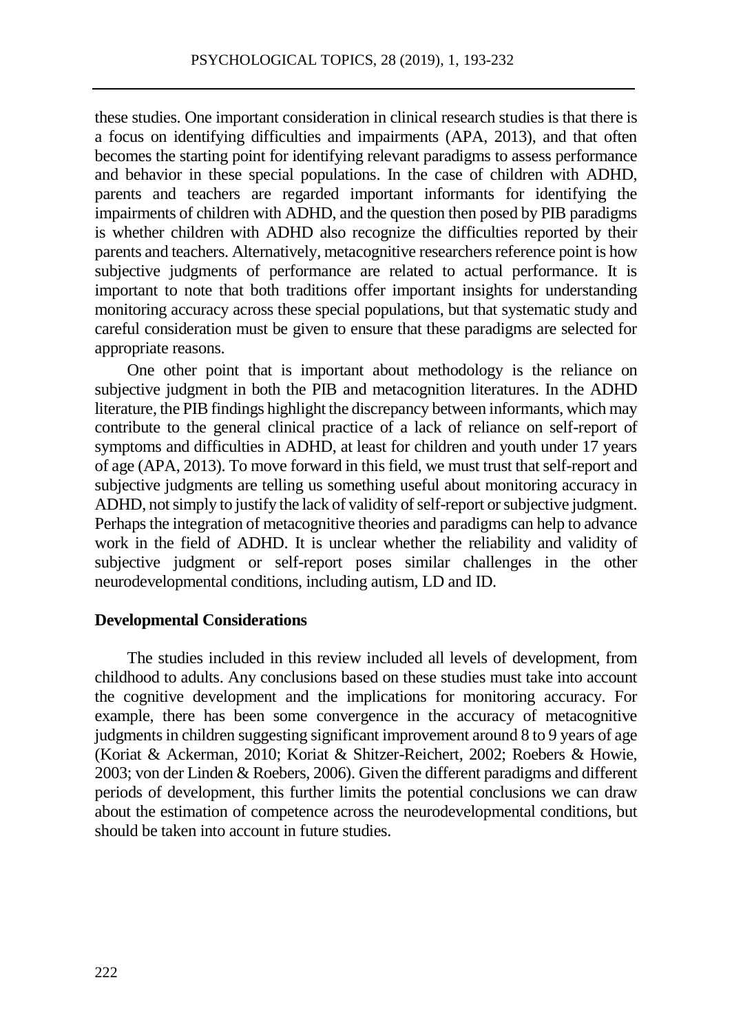these studies. One important consideration in clinical research studies is that there is a focus on identifying difficulties and impairments (APA, 2013), and that often becomes the starting point for identifying relevant paradigms to assess performance and behavior in these special populations. In the case of children with ADHD, parents and teachers are regarded important informants for identifying the impairments of children with ADHD, and the question then posed by PIB paradigms is whether children with ADHD also recognize the difficulties reported by their parents and teachers. Alternatively, metacognitive researchers reference point is how subjective judgments of performance are related to actual performance. It is important to note that both traditions offer important insights for understanding monitoring accuracy across these special populations, but that systematic study and careful consideration must be given to ensure that these paradigms are selected for appropriate reasons.

One other point that is important about methodology is the reliance on subjective judgment in both the PIB and metacognition literatures. In the ADHD literature, the PIB findings highlight the discrepancy between informants, which may contribute to the general clinical practice of a lack of reliance on self-report of symptoms and difficulties in ADHD, at least for children and youth under 17 years of age (APA, 2013). To move forward in this field, we must trust that self-report and subjective judgments are telling us something useful about monitoring accuracy in ADHD, not simply to justify the lack of validity of self-report or subjective judgment. Perhaps the integration of metacognitive theories and paradigms can help to advance work in the field of ADHD. It is unclear whether the reliability and validity of subjective judgment or self-report poses similar challenges in the other neurodevelopmental conditions, including autism, LD and ID.

**Developmental Considerations**

The studies included in this review included all levels of development, from childhood to adults. Any conclusions based on these studies must take into account the cognitive development and the implications for monitoring accuracy. For example, there has been some convergence in the accuracy of metacognitive judgments in children suggesting significant improvement around 8 to 9 years of age (Koriat & Ackerman, 2010; Koriat & Shitzer-Reichert, 2002; Roebers & Howie, 2003; von der Linden & Roebers, 2006). Given the different paradigms and different periods of development, this further limits the potential conclusions we can draw about the estimation of competence across the neurodevelopmental conditions, but should be taken into account in future studies.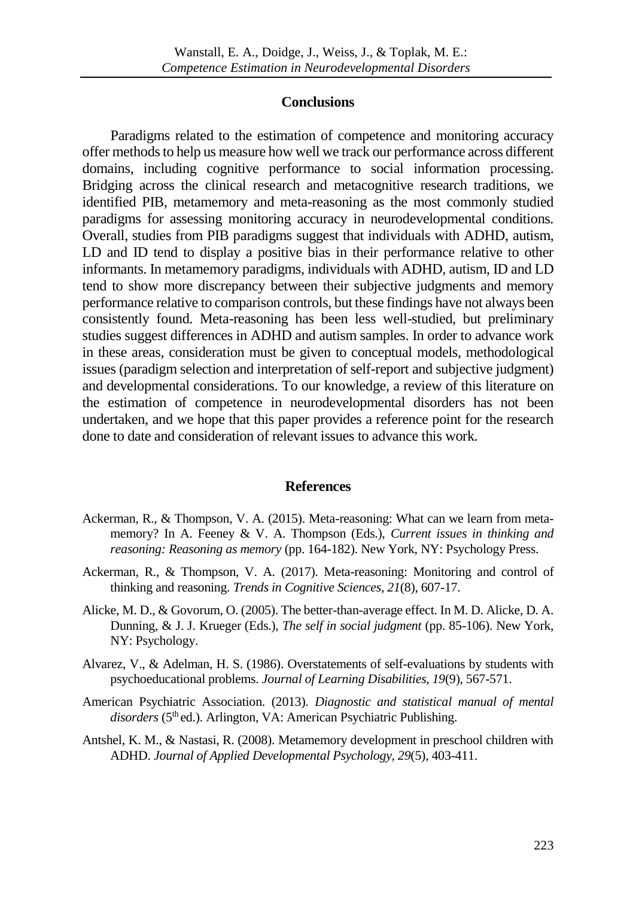## Conclusions

Paradigms related to the estimation of competence and monitoring accuracy offer methods to help us measure how well we track our performance across different domains, including cognitive performance to social information processing. Bridging across the clinical research and metacognitive research traditions, we identified PIB, metamemory and meta-reasoning as the most commonly studied paradigms for assessing monitoring accuracy in neurodevelopmental conditions. Overall, studies from PIB paradigms suggest that individuals with ADHD, autism, LD and ID tend to display a positive bias in their performance relative to other informants. In metamemory paradigms, individuals with ADHD, autism, ID and LD tend to show more discrepancy between their subjective judgments and memory performance relative to comparison controls, but these findings have not always been consistently found. Meta-reasoning has been less well-studied, but preliminary studies suggest differences in ADHD and autism samples. In order to advance work in these areas, consideration must be given to conceptual models, methodological issues (paradigm selection and interpretation of self-report and subjective judgment) and developmental considerations. To our knowledge, a review of this literature on the estimation of competence in neurodevelopmental disorders has not been undertaken, and we hope that this paper provides a reference point for the research done to date and consideration of relevant issues to advance this work.

## References

Ackerman, R., & Thompson, V. A. (2015). Meta-reasoning: What can we learn from meta-memory? In A. Feeney & V. A. Thompson (Eds.), *Current issues in thinking and reasoning: Reasoning as memory* (pp. 164-182). New York, NY: Psychology Press.

Ackerman, R., & Thompson, V. A. (2017). Meta-reasoning: Monitoring and control of thinking and reasoning. *Trends in Cognitive Sciences, 21*(8), 607-17.

Alicke, M. D., & Govorum, O. (2005). The better-than-average effect. In M. D. Alicke, D. A. Dunning, & J. J. Krueger (Eds.), *The self in social judgment* (pp. 85-106). New York, NY: Psychology.

Alvarez, V., & Adelman, H. S. (1986). Overstatements of self-evaluations by students with psychoeducational problems. *Journal of Learning Disabilities, 19*(9), 567-571.

American Psychiatric Association. (2013). *Diagnostic and statistical manual of mental disorders* (5th ed.). Arlington, VA: American Psychiatric Publishing.

Antshel, K. M., & Nastasi, R. (2008). Metamemory development in preschool children with ADHD. *Journal of Applied Developmental Psychology, 29*(5), 403-411.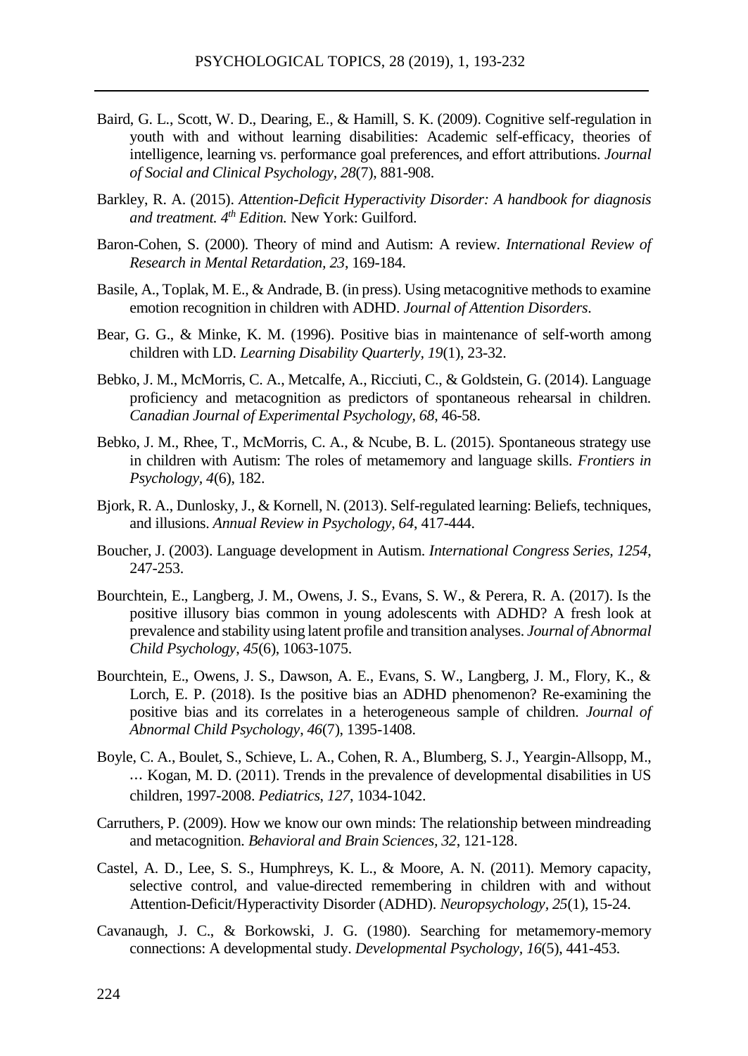Baird, G. L., Scott, W. D., Dearing, E., & Hamill, S. K. (2009). Cognitive self-regulation in youth with and without learning disabilities: Academic self-efficacy, theories of intelligence, learning vs. performance goal preferences, and effort attributions. *Journal of Social and Clinical Psychology, 28*(7), 881-908.

Barkley, R. A. (2015). *Attention-Deficit Hyperactivity Disorder: A handbook for diagnosis and treatment. 4th Edition.* New York: Guilford.

Baron-Cohen, S. (2000). Theory of mind and Autism: A review. *International Review of Research in Mental Retardation, 23*, 169-184.

Basile, A., Toplak, M. E., & Andrade, B. (in press). Using metacognitive methods to examine emotion recognition in children with ADHD. *Journal of Attention Disorders*.

Bear, G. G., & Minke, K. M. (1996). Positive bias in maintenance of self-worth among children with LD. *Learning Disability Quarterly, 19*(1), 23-32.

Bebko, J. M., McMorris, C. A., Metcalfe, A., Ricciuti, C., & Goldstein, G. (2014). Language proficiency and metacognition as predictors of spontaneous rehearsal in children. *Canadian Journal of Experimental Psychology, 68*, 46-58.

Bebko, J. M., Rhee, T., McMorris, C. A., & Ncube, B. L. (2015). Spontaneous strategy use in children with Autism: The roles of metamemory and language skills. *Frontiers in Psychology, 4*(6), 182.

Bjork, R. A., Dunlosky, J., & Kornell, N. (2013). Self-regulated learning: Beliefs, techniques, and illusions. *Annual Review in Psychology, 64*, 417-444.

Boucher, J. (2003). Language development in Autism. *International Congress Series, 1254*, 247-253.

Bourchtein, E., Langberg, J. M., Owens, J. S., Evans, S. W., & Perera, R. A. (2017). Is the positive illusory bias common in young adolescents with ADHD? A fresh look at prevalence and stability using latent profile and transition analyses. *Journal of Abnormal Child Psychology, 45*(6), 1063-1075.

Bourchtein, E., Owens, J. S., Dawson, A. E., Evans, S. W., Langberg, J. M., Flory, K., & Lorch, E. P. (2018). Is the positive bias an ADHD phenomenon? Re-examining the positive bias and its correlates in a heterogeneous sample of children. *Journal of Abnormal Child Psychology, 46*(7), 1395-1408.

Boyle, C. A., Boulet, S., Schieve, L. A., Cohen, R. A., Blumberg, S. J., Yeargin-Allsopp, M., … Kogan, M. D. (2011). Trends in the prevalence of developmental disabilities in US children, 1997-2008. *Pediatrics, 127*, 1034-1042.

Carruthers, P. (2009). How we know our own minds: The relationship between mindreading and metacognition. *Behavioral and Brain Sciences, 32*, 121-128.

Castel, A. D., Lee, S. S., Humphreys, K. L., & Moore, A. N. (2011). Memory capacity, selective control, and value-directed remembering in children with and without Attention-Deficit/Hyperactivity Disorder (ADHD). *Neuropsychology, 25*(1), 15-24.

Cavanaugh, J. C., & Borkowski, J. G. (1980). Searching for metamemory-memory connections: A developmental study. *Developmental Psychology, 16*(5), 441-453.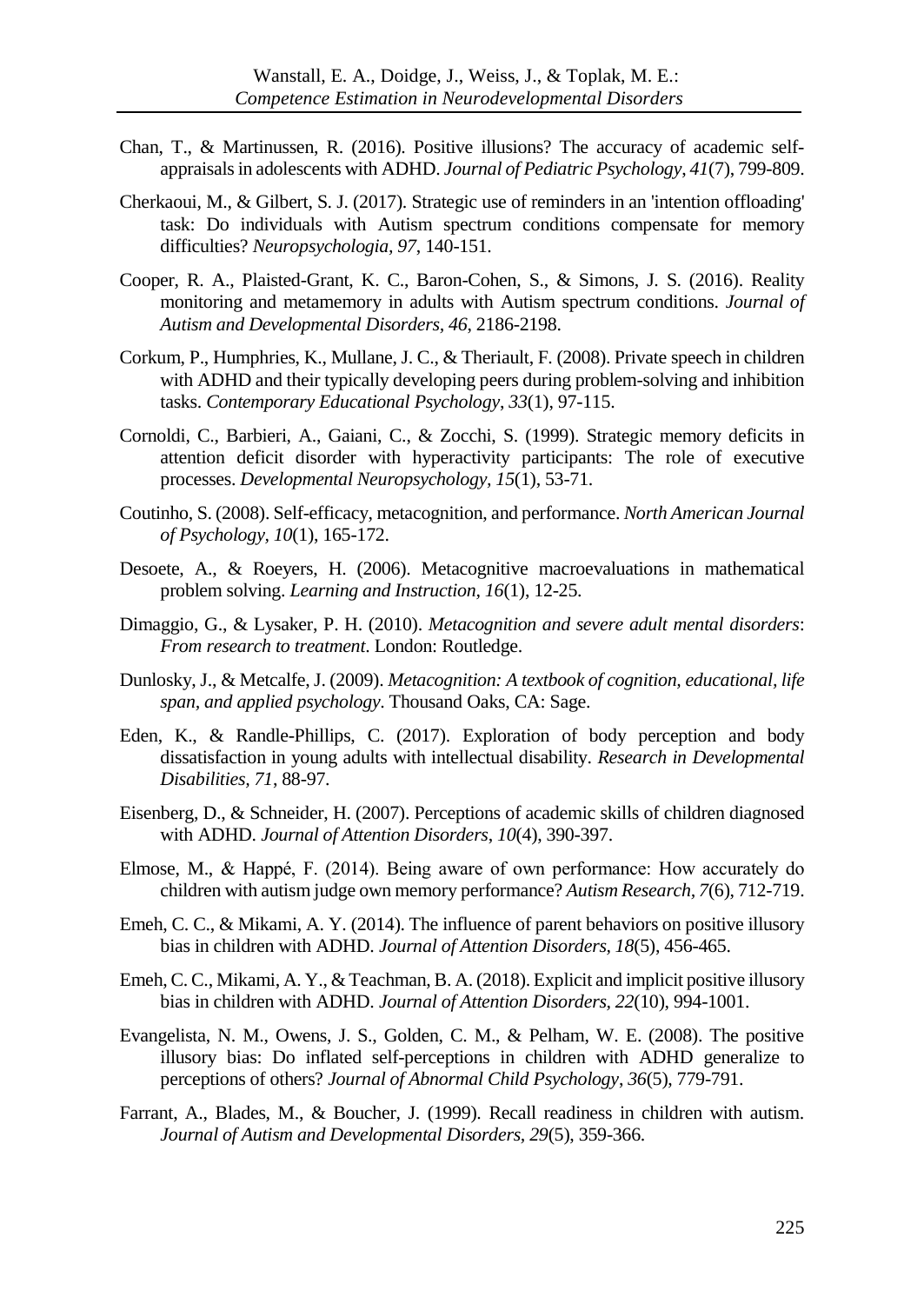Chan, T., & Martinussen, R. (2016). Positive illusions? The accuracy of academic self-appraisals in adolescents with ADHD. *Journal of Pediatric Psychology*, *41*(7), 799-809.

Cherkaoui, M., & Gilbert, S. J. (2017). Strategic use of reminders in an 'intention offloading' task: Do individuals with Autism spectrum conditions compensate for memory difficulties? *Neuropsychologia, 97*, 140-151.

Cooper, R. A., Plaisted-Grant, K. C., Baron-Cohen, S., & Simons, J. S. (2016). Reality monitoring and metamemory in adults with Autism spectrum conditions. *Journal of Autism and Developmental Disorders, 46*, 2186-2198.

Corkum, P., Humphries, K., Mullane, J. C., & Theriault, F. (2008). Private speech in children with ADHD and their typically developing peers during problem-solving and inhibition tasks. *Contemporary Educational Psychology*, *33*(1), 97-115.

Cornoldi, C., Barbieri, A., Gaiani, C., & Zocchi, S. (1999). Strategic memory deficits in attention deficit disorder with hyperactivity participants: The role of executive processes. *Developmental Neuropsychology, 15*(1), 53-71.

Coutinho, S. (2008). Self-efficacy, metacognition, and performance. *North American Journal of Psychology*, *10*(1), 165-172.

Desoete, A., & Roeyers, H. (2006). Metacognitive macroevaluations in mathematical problem solving. *Learning and Instruction, 16*(1), 12-25.

Dimaggio, G., & Lysaker, P. H. (2010). *Metacognition and severe adult mental disorders*: *From research to treatment*. London: Routledge.

Dunlosky, J., & Metcalfe, J. (2009). *Metacognition: A textbook of cognition, educational, life span, and applied psychology*. Thousand Oaks, CA: Sage.

Eden, K., & Randle-Phillips, C. (2017). Exploration of body perception and body dissatisfaction in young adults with intellectual disability. *Research in Developmental Disabilities*, *71*, 88-97.

Eisenberg, D., & Schneider, H. (2007). Perceptions of academic skills of children diagnosed with ADHD. *Journal of Attention Disorders*, *10*(4), 390-397.

Elmose, M., & Happé, F. (2014). Being aware of own performance: How accurately do children with autism judge own memory performance? *Autism Research, 7*(6), 712-719.

Emeh, C. C., & Mikami, A. Y. (2014). The influence of parent behaviors on positive illusory bias in children with ADHD. *Journal of Attention Disorders, 18*(5), 456-465.

Emeh, C. C., Mikami, A. Y., & Teachman, B. A. (2018). Explicit and implicit positive illusory bias in children with ADHD. *Journal of Attention Disorders, 22*(10), 994-1001.

Evangelista, N. M., Owens, J. S., Golden, C. M., & Pelham, W. E. (2008). The positive illusory bias: Do inflated self-perceptions in children with ADHD generalize to perceptions of others? *Journal of Abnormal Child Psychology*, *36*(5), 779-791.

Farrant, A., Blades, M., & Boucher, J. (1999). Recall readiness in children with autism. *Journal of Autism and Developmental Disorders*, *29*(5), 359-366.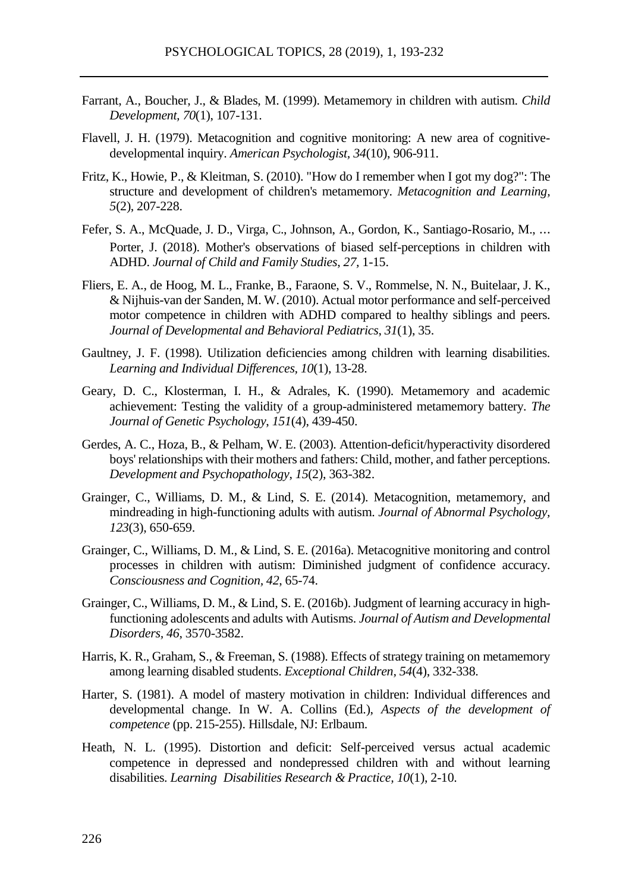Farrant, A., Boucher, J., & Blades, M. (1999). Metamemory in children with autism. *Child Development, 70*(1), 107-131.

Flavell, J. H. (1979). Metacognition and cognitive monitoring: A new area of cognitive-developmental inquiry. *American Psychologist, 34*(10), 906-911.

Fritz, K., Howie, P., & Kleitman, S. (2010). "How do I remember when I got my dog?": The structure and development of children's metamemory. *Metacognition and Learning, 5*(2), 207-228.

Fefer, S. A., McQuade, J. D., Virga, C., Johnson, A., Gordon, K., Santiago-Rosario, M., … Porter, J. (2018). Mother's observations of biased self-perceptions in children with ADHD. *Journal of Child and Family Studies, 27,* 1-15.

Fliers, E. A., de Hoog, M. L., Franke, B., Faraone, S. V., Rommelse, N. N., Buitelaar, J. K., & Nijhuis-van der Sanden, M. W. (2010). Actual motor performance and self-perceived motor competence in children with ADHD compared to healthy siblings and peers. *Journal of Developmental and Behavioral Pediatrics*, *31*(1), 35.

Gaultney, J. F. (1998). Utilization deficiencies among children with learning disabilities. *Learning and Individual Differences, 10*(1), 13-28.

Geary, D. C., Klosterman, I. H., & Adrales, K. (1990). Metamemory and academic achievement: Testing the validity of a group-administered metamemory battery. *The Journal of Genetic Psychology*, *151*(4), 439-450.

Gerdes, A. C., Hoza, B., & Pelham, W. E. (2003). Attention-deficit/hyperactivity disordered boys' relationships with their mothers and fathers: Child, mother, and father perceptions. *Development and Psychopathology*, *15*(2), 363-382.

Grainger, C., Williams, D. M., & Lind, S. E. (2014). Metacognition, metamemory, and mindreading in high-functioning adults with autism. *Journal of Abnormal Psychology, 123*(3), 650-659.

Grainger, C., Williams, D. M., & Lind, S. E. (2016a). Metacognitive monitoring and control processes in children with autism: Diminished judgment of confidence accuracy. *Consciousness and Cognition*, *42*, 65-74.

Grainger, C., Williams, D. M., & Lind, S. E. (2016b). Judgment of learning accuracy in high-functioning adolescents and adults with Autisms. *Journal of Autism and Developmental Disorders*, *46*, 3570-3582.

Harris, K. R., Graham, S., & Freeman, S. (1988). Effects of strategy training on metamemory among learning disabled students. *Exceptional Children, 54*(4), 332-338.

Harter, S. (1981). A model of mastery motivation in children: Individual differences and developmental change. In W. A. Collins (Ed.), *Aspects of the development of competence* (pp. 215-255). Hillsdale, NJ: Erlbaum.

Heath, N. L. (1995). Distortion and deficit: Self-perceived versus actual academic competence in depressed and nondepressed children with and without learning disabilities. *Learning Disabilities Research & Practice, 10*(1), 2-10.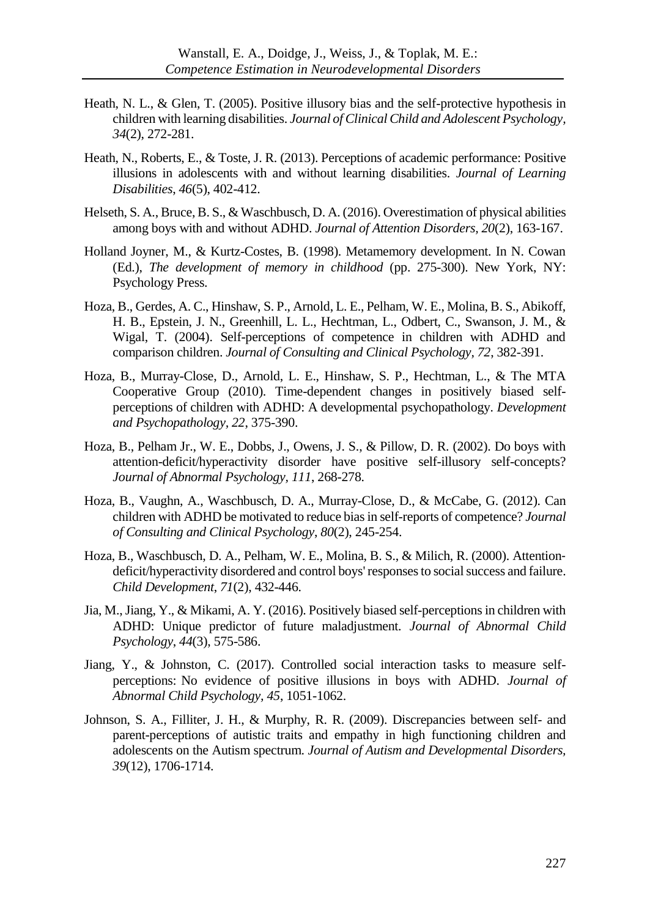Heath, N. L., & Glen, T. (2005). Positive illusory bias and the self-protective hypothesis in children with learning disabilities. *Journal of Clinical Child and Adolescent Psychology*, *34*(2), 272-281.

Heath, N., Roberts, E., & Toste, J. R. (2013). Perceptions of academic performance: Positive illusions in adolescents with and without learning disabilities. *Journal of Learning Disabilities*, *46*(5), 402-412.

Helseth, S. A., Bruce, B. S., & Waschbusch, D. A. (2016). Overestimation of physical abilities among boys with and without ADHD. *Journal of Attention Disorders, 20*(2), 163-167.

Holland Joyner, M., & Kurtz-Costes, B. (1998). Metamemory development. In N. Cowan (Ed.), *The development of memory in childhood* (pp. 275-300). New York, NY: Psychology Press.

Hoza, B., Gerdes, A. C., Hinshaw, S. P., Arnold, L. E., Pelham, W. E., Molina, B. S., Abikoff, H. B., Epstein, J. N., Greenhill, L. L., Hechtman, L., Odbert, C., Swanson, J. M., & Wigal, T. (2004). Self-perceptions of competence in children with ADHD and comparison children. *Journal of Consulting and Clinical Psychology*, *72*, 382-391.

Hoza, B., Murray-Close, D., Arnold, L. E., Hinshaw, S. P., Hechtman, L., & The MTA Cooperative Group (2010). Time-dependent changes in positively biased self-perceptions of children with ADHD: A developmental psychopathology. *Development and Psychopathology*, *22*, 375-390.

Hoza, B., Pelham Jr., W. E., Dobbs, J., Owens, J. S., & Pillow, D. R. (2002). Do boys with attention-deficit/hyperactivity disorder have positive self-illusory self-concepts? *Journal of Abnormal Psychology, 111*, 268-278.

Hoza, B., Vaughn, A., Waschbusch, D. A., Murray-Close, D., & McCabe, G. (2012). Can children with ADHD be motivated to reduce bias in self-reports of competence? *Journal of Consulting and Clinical Psychology*, *80*(2), 245-254.

Hoza, B., Waschbusch, D. A., Pelham, W. E., Molina, B. S., & Milich, R. (2000). Attention-deficit/hyperactivity disordered and control boys' responses to social success and failure. *Child Development*, *71*(2), 432-446.

Jia, M., Jiang, Y., & Mikami, A. Y. (2016). Positively biased self-perceptions in children with ADHD: Unique predictor of future maladjustment. *Journal of Abnormal Child Psychology*, *44*(3), 575-586.

Jiang, Y., & Johnston, C. (2017). Controlled social interaction tasks to measure self-perceptions: No evidence of positive illusions in boys with ADHD. *Journal of Abnormal Child Psychology*, *45*, 1051-1062.

Johnson, S. A., Filliter, J. H., & Murphy, R. R. (2009). Discrepancies between self- and parent-perceptions of autistic traits and empathy in high functioning children and adolescents on the Autism spectrum. *Journal of Autism and Developmental Disorders*, *39*(12), 1706-1714.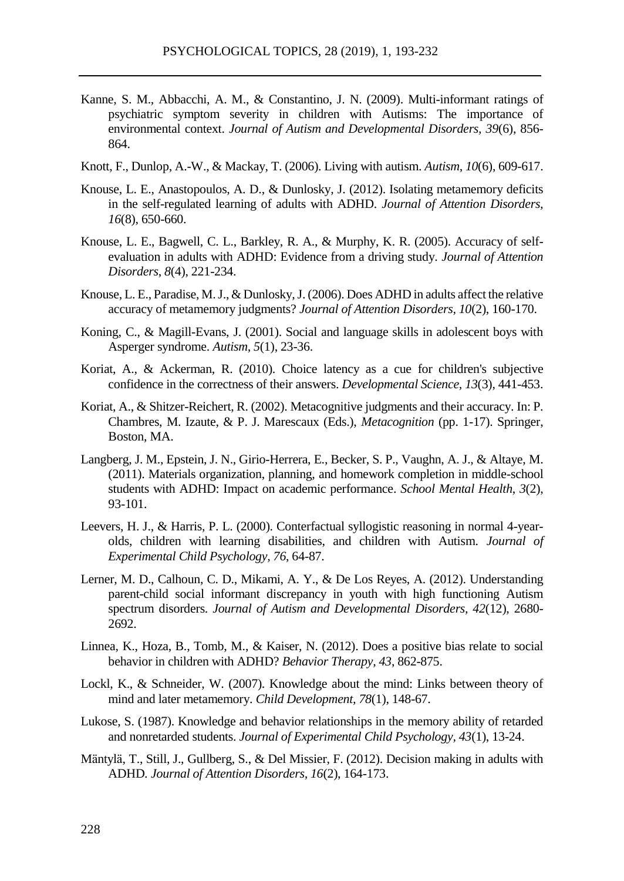Kanne, S. M., Abbacchi, A. M., & Constantino, J. N. (2009). Multi-informant ratings of psychiatric symptom severity in children with Autisms: The importance of environmental context. *Journal of Autism and Developmental Disorders, 39*(6), 856-864.

Knott, F., Dunlop, A.-W., & Mackay, T. (2006). Living with autism. *Autism, 10*(6), 609-617.

Knouse, L. E., Anastopoulos, A. D., & Dunlosky, J. (2012). Isolating metamemory deficits in the self-regulated learning of adults with ADHD. *Journal of Attention Disorders, 16*(8), 650-660.

Knouse, L. E., Bagwell, C. L., Barkley, R. A., & Murphy, K. R. (2005). Accuracy of self-evaluation in adults with ADHD: Evidence from a driving study. *Journal of Attention Disorders*, *8*(4), 221-234.

Knouse, L. E., Paradise, M. J., & Dunlosky, J. (2006). Does ADHD in adults affect the relative accuracy of metamemory judgments? *Journal of Attention Disorders, 10*(2), 160-170.

Koning, C., & Magill-Evans, J. (2001). Social and language skills in adolescent boys with Asperger syndrome. *Autism*, *5*(1), 23-36.

Koriat, A., & Ackerman, R. (2010). Choice latency as a cue for children's subjective confidence in the correctness of their answers. *Developmental Science*, *13*(3), 441-453.

Koriat, A., & Shitzer-Reichert, R. (2002). Metacognitive judgments and their accuracy. In: P. Chambres, M. Izaute, & P. J. Marescaux (Eds.), *Metacognition* (pp. 1-17). Springer, Boston, MA.

Langberg, J. M., Epstein, J. N., Girio-Herrera, E., Becker, S. P., Vaughn, A. J., & Altaye, M. (2011). Materials organization, planning, and homework completion in middle-school students with ADHD: Impact on academic performance. *School Mental Health*, *3*(2), 93-101.

Leevers, H. J., & Harris, P. L. (2000). Conterfactual syllogistic reasoning in normal 4-year-olds, children with learning disabilities, and children with Autism. *Journal of Experimental Child Psychology, 76*, 64-87.

Lerner, M. D., Calhoun, C. D., Mikami, A. Y., & De Los Reyes, A. (2012). Understanding parent-child social informant discrepancy in youth with high functioning Autism spectrum disorders. *Journal of Autism and Developmental Disorders*, *42*(12), 2680-2692.

Linnea, K., Hoza, B., Tomb, M., & Kaiser, N. (2012). Does a positive bias relate to social behavior in children with ADHD? *Behavior Therapy, 43*, 862-875.

Lockl, K., & Schneider, W. (2007). Knowledge about the mind: Links between theory of mind and later metamemory. *Child Development, 78*(1), 148-67.

Lukose, S. (1987). Knowledge and behavior relationships in the memory ability of retarded and nonretarded students. *Journal of Experimental Child Psychology, 43*(1), 13-24.

Mäntylä, T., Still, J., Gullberg, S., & Del Missier, F. (2012). Decision making in adults with ADHD. *Journal of Attention Disorders*, *16*(2), 164-173.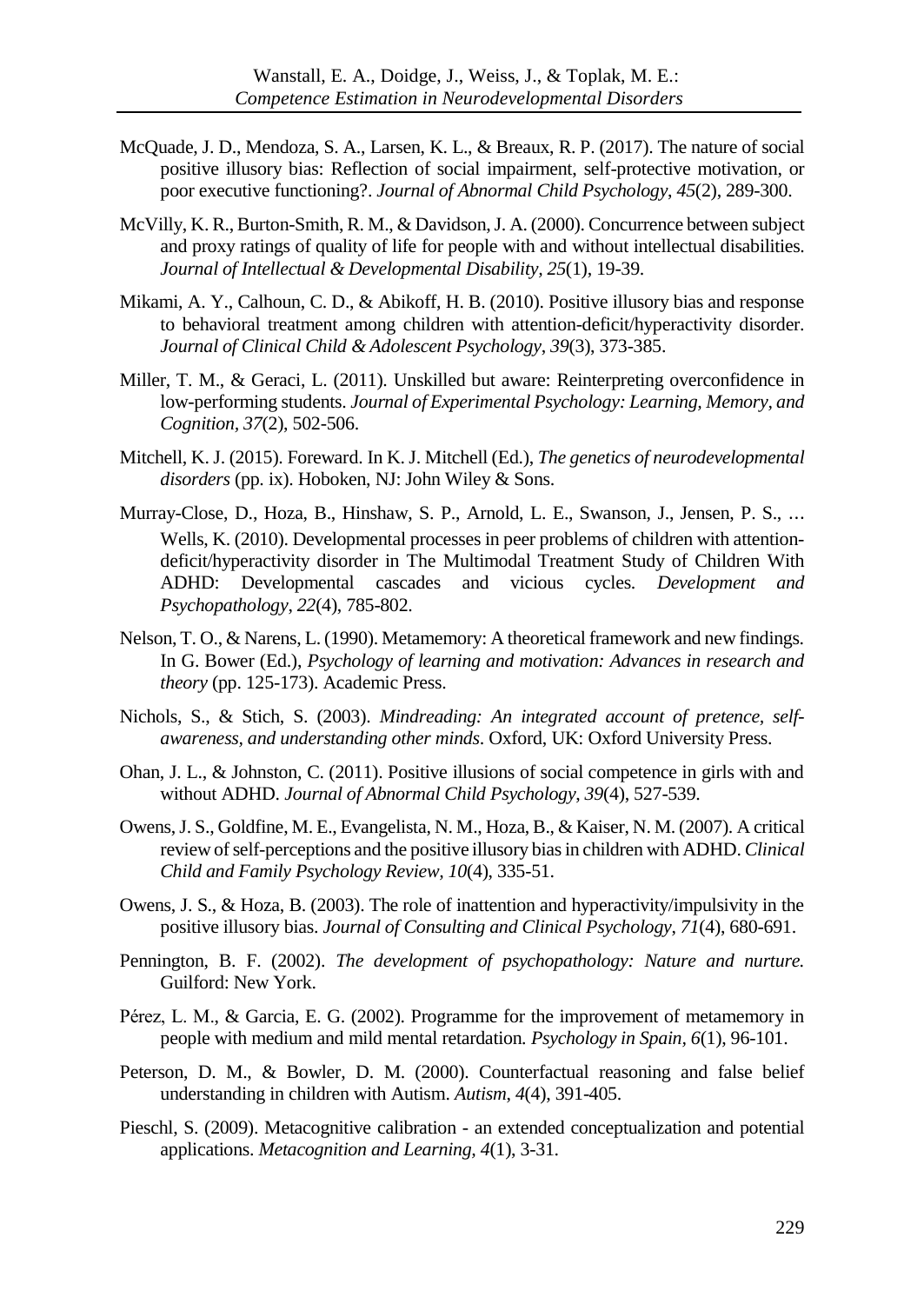McQuade, J. D., Mendoza, S. A., Larsen, K. L., & Breaux, R. P. (2017). The nature of social positive illusory bias: Reflection of social impairment, self-protective motivation, or poor executive functioning?. *Journal of Abnormal Child Psychology*, *45*(2), 289-300.

McVilly, K. R., Burton-Smith, R. M., & Davidson, J. A. (2000). Concurrence between subject and proxy ratings of quality of life for people with and without intellectual disabilities. *Journal of Intellectual & Developmental Disability*, *25*(1), 19-39.

Mikami, A. Y., Calhoun, C. D., & Abikoff, H. B. (2010). Positive illusory bias and response to behavioral treatment among children with attention-deficit/hyperactivity disorder. *Journal of Clinical Child & Adolescent Psychology*, *39*(3), 373-385.

Miller, T. M., & Geraci, L. (2011). Unskilled but aware: Reinterpreting overconfidence in low-performing students. *Journal of Experimental Psychology: Learning, Memory, and Cognition*, *37*(2), 502-506.

Mitchell, K. J. (2015). Foreward. In K. J. Mitchell (Ed.), *The genetics of neurodevelopmental disorders* (pp. ix). Hoboken, NJ: John Wiley & Sons.

Murray-Close, D., Hoza, B., Hinshaw, S. P., Arnold, L. E., Swanson, J., Jensen, P. S., … Wells, K. (2010). Developmental processes in peer problems of children with attention-deficit/hyperactivity disorder in The Multimodal Treatment Study of Children With ADHD: Developmental cascades and vicious cycles. *Development and Psychopathology*, *22*(4), 785-802.

Nelson, T. O., & Narens, L. (1990). Metamemory: A theoretical framework and new findings. In G. Bower (Ed.), *Psychology of learning and motivation: Advances in research and theory* (pp. 125-173). Academic Press.

Nichols, S., & Stich, S. (2003). *Mindreading: An integrated account of pretence, self-awareness, and understanding other minds*. Oxford, UK: Oxford University Press.

Ohan, J. L., & Johnston, C. (2011). Positive illusions of social competence in girls with and without ADHD. *Journal of Abnormal Child Psychology*, *39*(4), 527-539.

Owens, J. S., Goldfine, M. E., Evangelista, N. M., Hoza, B., & Kaiser, N. M. (2007). A critical review of self-perceptions and the positive illusory bias in children with ADHD. *Clinical Child and Family Psychology Review*, *10*(4), 335-51.

Owens, J. S., & Hoza, B. (2003). The role of inattention and hyperactivity/impulsivity in the positive illusory bias. *Journal of Consulting and Clinical Psychology*, *71*(4), 680-691.

Pennington, B. F. (2002). *The development of psychopathology: Nature and nurture.* Guilford: New York.

Pérez, L. M., & Garcia, E. G. (2002). Programme for the improvement of metamemory in people with medium and mild mental retardation. *Psychology in Spain*, *6*(1), 96-101.

Peterson, D. M., & Bowler, D. M. (2000). Counterfactual reasoning and false belief understanding in children with Autism. *Autism*, *4*(4), 391-405.

Pieschl, S. (2009). Metacognitive calibration - an extended conceptualization and potential applications. *Metacognition and Learning*, *4*(1), 3-31.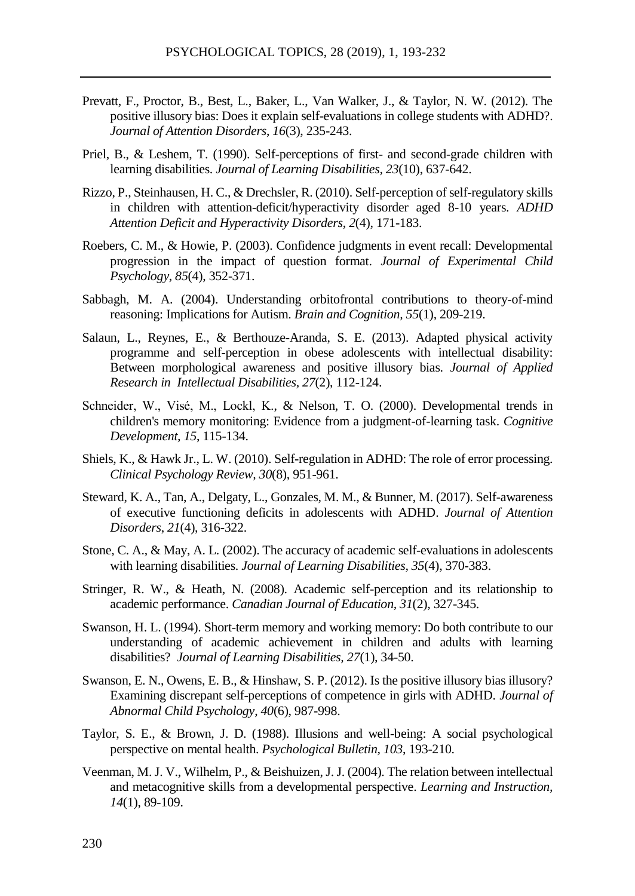Prevatt, F., Proctor, B., Best, L., Baker, L., Van Walker, J., & Taylor, N. W. (2012). The positive illusory bias: Does it explain self-evaluations in college students with ADHD?. *Journal of Attention Disorders, 16*(3), 235-243.

Priel, B., & Leshem, T. (1990). Self-perceptions of first- and second-grade children with learning disabilities. *Journal of Learning Disabilities, 23*(10), 637-642.

Rizzo, P., Steinhausen, H. C., & Drechsler, R. (2010). Self-perception of self-regulatory skills in children with attention-deficit/hyperactivity disorder aged 8-10 years. *ADHD Attention Deficit and Hyperactivity Disorders*, *2*(4), 171-183.

Roebers, C. M., & Howie, P. (2003). Confidence judgments in event recall: Developmental progression in the impact of question format. *Journal of Experimental Child Psychology*, *85*(4), 352-371.

Sabbagh, M. A. (2004). Understanding orbitofrontal contributions to theory-of-mind reasoning: Implications for Autism. *Brain and Cognition, 55*(1), 209-219.

Salaun, L., Reynes, E., & Berthouze-Aranda, S. E. (2013). Adapted physical activity programme and self-perception in obese adolescents with intellectual disability: Between morphological awareness and positive illusory bias. *Journal of Applied Research in Intellectual Disabilities, 27*(2), 112-124.

Schneider, W., Visé, M., Lockl, K., & Nelson, T. O. (2000). Developmental trends in children's memory monitoring: Evidence from a judgment-of-learning task. *Cognitive Development, 15*, 115-134.

Shiels, K., & Hawk Jr., L. W. (2010). Self-regulation in ADHD: The role of error processing. *Clinical Psychology Review, 30*(8), 951-961.

Steward, K. A., Tan, A., Delgaty, L., Gonzales, M. M., & Bunner, M. (2017). Self-awareness of executive functioning deficits in adolescents with ADHD. *Journal of Attention Disorders*, *21*(4), 316-322.

Stone, C. A., & May, A. L. (2002). The accuracy of academic self-evaluations in adolescents with learning disabilities. *Journal of Learning Disabilities, 35*(4), 370-383.

Stringer, R. W., & Heath, N. (2008). Academic self-perception and its relationship to academic performance. *Canadian Journal of Education, 31*(2), 327-345.

Swanson, H. L. (1994). Short-term memory and working memory: Do both contribute to our understanding of academic achievement in children and adults with learning disabilities? *Journal of Learning Disabilities, 27*(1), 34-50.

Swanson, E. N., Owens, E. B., & Hinshaw, S. P. (2012). Is the positive illusory bias illusory? Examining discrepant self-perceptions of competence in girls with ADHD. *Journal of Abnormal Child Psychology*, *40*(6), 987-998.

Taylor, S. E., & Brown, J. D. (1988). Illusions and well-being: A social psychological perspective on mental health. *Psychological Bulletin, 103*, 193-210.

Veenman, M. J. V., Wilhelm, P., & Beishuizen, J. J. (2004). The relation between intellectual and metacognitive skills from a developmental perspective. *Learning and Instruction, 14*(1), 89-109.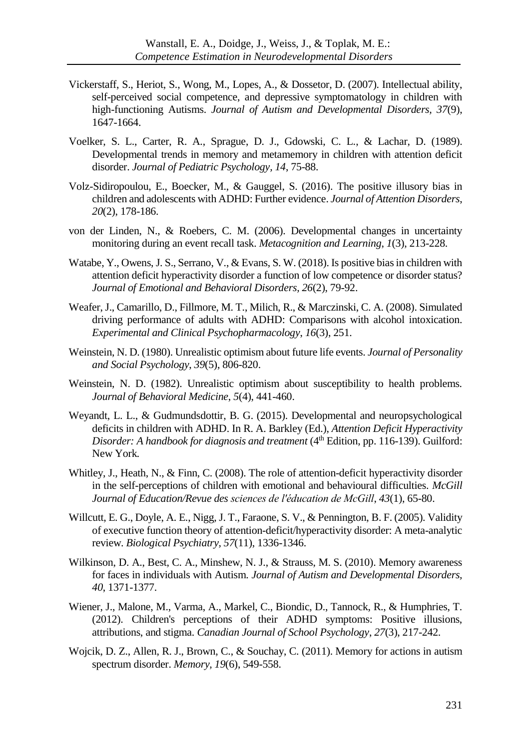Vickerstaff, S., Heriot, S., Wong, M., Lopes, A., & Dossetor, D. (2007). Intellectual ability, self-perceived social competence, and depressive symptomatology in children with high-functioning Autisms. *Journal of Autism and Developmental Disorders, 37*(9), 1647-1664.

Voelker, S. L., Carter, R. A., Sprague, D. J., Gdowski, C. L., & Lachar, D. (1989). Developmental trends in memory and metamemory in children with attention deficit disorder. *Journal of Pediatric Psychology, 14*, 75-88.

Volz-Sidiropoulou, E., Boecker, M., & Gauggel, S. (2016). The positive illusory bias in children and adolescents with ADHD: Further evidence. *Journal of Attention Disorders*, *20*(2), 178-186.

von der Linden, N., & Roebers, C. M. (2006). Developmental changes in uncertainty monitoring during an event recall task. *Metacognition and Learning*, *1*(3), 213-228.

Watabe, Y., Owens, J. S., Serrano, V., & Evans, S. W. (2018). Is positive bias in children with attention deficit hyperactivity disorder a function of low competence or disorder status? *Journal of Emotional and Behavioral Disorders, 26*(2), 79-92.

Weafer, J., Camarillo, D., Fillmore, M. T., Milich, R., & Marczinski, C. A. (2008). Simulated driving performance of adults with ADHD: Comparisons with alcohol intoxication. *Experimental and Clinical Psychopharmacology*, *16*(3), 251.

Weinstein, N. D. (1980). Unrealistic optimism about future life events. *Journal of Personality and Social Psychology*, *39*(5), 806-820.

Weinstein, N. D. (1982). Unrealistic optimism about susceptibility to health problems. *Journal of Behavioral Medicine*, *5*(4), 441-460.

Weyandt, L. L., & Gudmundsdottir, B. G. (2015). Developmental and neuropsychological deficits in children with ADHD. In R. A. Barkley (Ed.), *Attention Deficit Hyperactivity Disorder: A handbook for diagnosis and treatment* (4th Edition, pp. 116-139). Guilford: New York.

Whitley, J., Heath, N., & Finn, C. (2008). The role of attention-deficit hyperactivity disorder in the self-perceptions of children with emotional and behavioural difficulties. *McGill Journal of Education/Revue des sciences de l'éducation de McGill*, *43*(1), 65-80.

Willcutt, E. G., Doyle, A. E., Nigg, J. T., Faraone, S. V., & Pennington, B. F. (2005). Validity of executive function theory of attention-deficit/hyperactivity disorder: A meta-analytic review. *Biological Psychiatry*, *57*(11), 1336-1346.

Wilkinson, D. A., Best, C. A., Minshew, N. J., & Strauss, M. S. (2010). Memory awareness for faces in individuals with Autism. *Journal of Autism and Developmental Disorders, 40*, 1371-1377.

Wiener, J., Malone, M., Varma, A., Markel, C., Biondic, D., Tannock, R., & Humphries, T. (2012). Children's perceptions of their ADHD symptoms: Positive illusions, attributions, and stigma. *Canadian Journal of School Psychology*, *27*(3), 217-242.

Wojcik, D. Z., Allen, R. J., Brown, C., & Souchay, C. (2011). Memory for actions in autism spectrum disorder. *Memory, 19*(6), 549-558.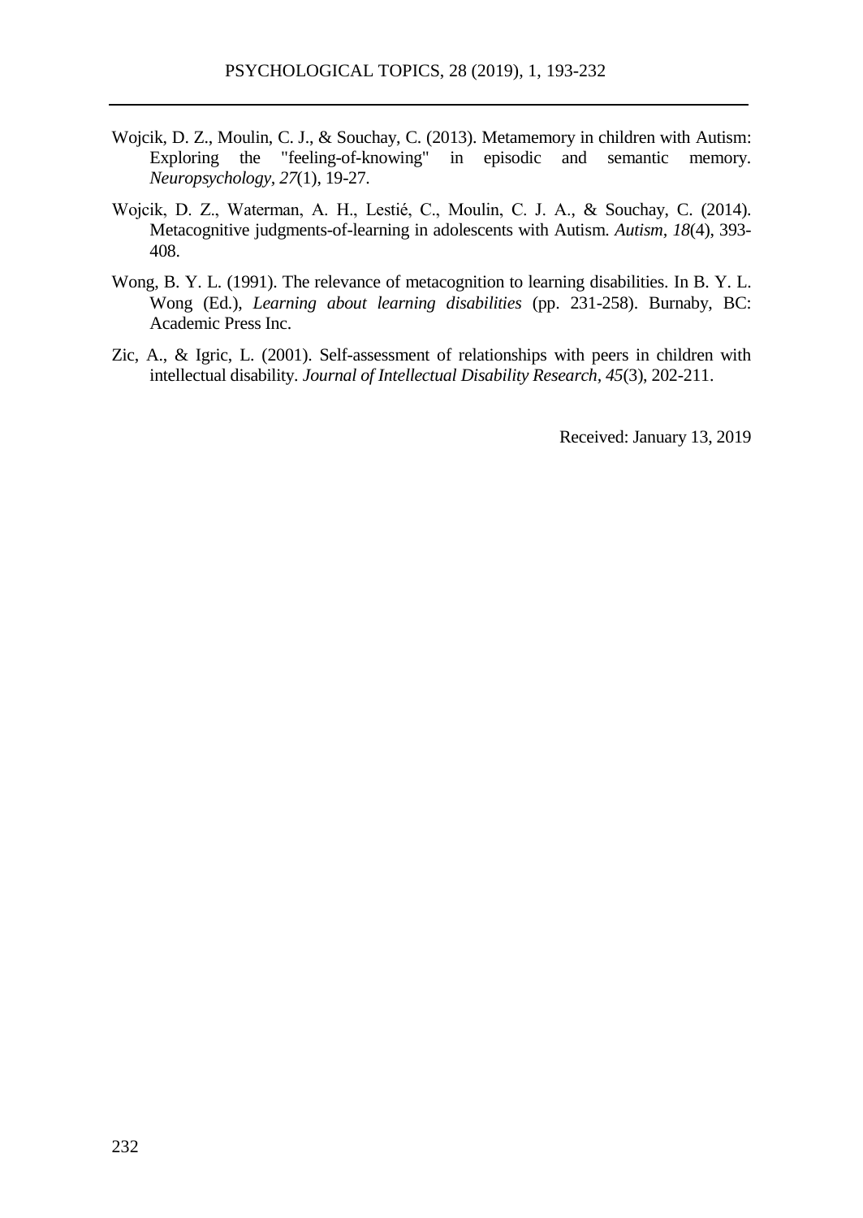Wojcik, D. Z., Moulin, C. J., & Souchay, C. (2013). Metamemory in children with Autism: Exploring the "feeling-of-knowing" in episodic and semantic memory. *Neuropsychology*, *27*(1), 19-27.

Wojcik, D. Z., Waterman, A. H., Lestié, C., Moulin, C. J. A., & Souchay, C. (2014). Metacognitive judgments-of-learning in adolescents with Autism. *Autism*, *18*(4), 393-408.

Wong, B. Y. L. (1991). The relevance of metacognition to learning disabilities. In B. Y. L. Wong (Ed.), *Learning about learning disabilities* (pp. 231-258). Burnaby, BC: Academic Press Inc.

Zic, A., & Igric, L. (2001). Self-assessment of relationships with peers in children with intellectual disability. *Journal of Intellectual Disability Research*, *45*(3), 202-211.

Received: January 13, 2019